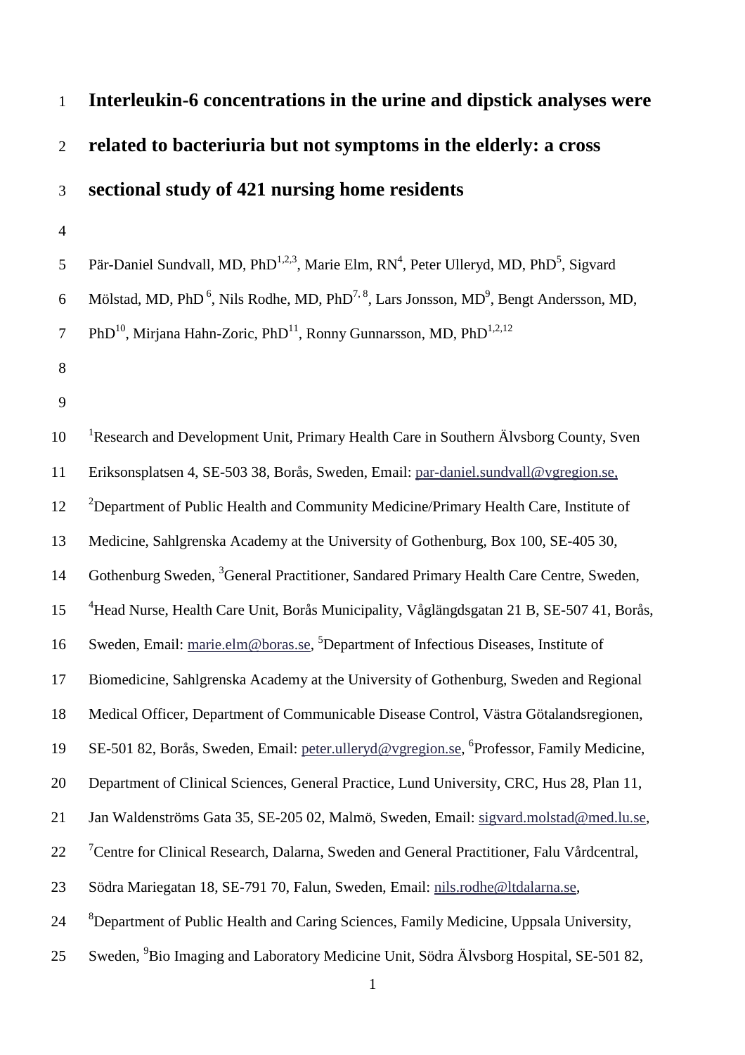# Interleukin-6 concentrations in the urine and dipstick analyses were related to bacteriuria but not symptoms in the elderly: a cross sectional study of 421 nursing home residents

Pär-Daniel Sundvall, MD, PhD[1,2,3], Marie Elm, RN[4], Peter Ulleryd, MD, PhD[5], Sigvard Mölstad, MD, PhD[6], Nils Rodhe, MD, PhD[7,8], Lars Jonsson, MD[9], Bengt Andersson, MD, PhD[10], Mirjana Hahn-Zoric, PhD[11], Ronny Gunnarsson, MD, PhD[1,2,12]

[1]Research and Development Unit, Primary Health Care in Southern Älvsborg County, Sven Eriksonsplatsen 4, SE-503 38, Borås, Sweden, Email: par-daniel.sundvall@vgregion.se, [2]Department of Public Health and Community Medicine/Primary Health Care, Institute of Medicine, Sahlgrenska Academy at the University of Gothenburg, Box 100, SE-405 30, Gothenburg Sweden, [3]General Practitioner, Sandared Primary Health Care Centre, Sweden, [4]Head Nurse, Health Care Unit, Borås Municipality, Våglängdsgatan 21 B, SE-507 41, Borås, Sweden, Email: marie.elm@boras.se, [5]Department of Infectious Diseases, Institute of Biomedicine, Sahlgrenska Academy at the University of Gothenburg, Sweden and Regional Medical Officer, Department of Communicable Disease Control, Västra Götalandsregionen, SE-501 82, Borås, Sweden, Email: peter.ulleryd@vgregion.se, [6]Professor, Family Medicine, Department of Clinical Sciences, General Practice, Lund University, CRC, Hus 28, Plan 11, Jan Waldenströms Gata 35, SE-205 02, Malmö, Sweden, Email: sigvard.molstad@med.lu.se, [7]Centre for Clinical Research, Dalarna, Sweden and General Practitioner, Falu Vårdcentral, Södra Mariegatan 18, SE-791 70, Falun, Sweden, Email: nils.rodhe@ltdalarna.se, [8]Department of Public Health and Caring Sciences, Family Medicine, Uppsala University, Sweden, [9]Bio Imaging and Laboratory Medicine Unit, Södra Älvsborg Hospital, SE-501 82,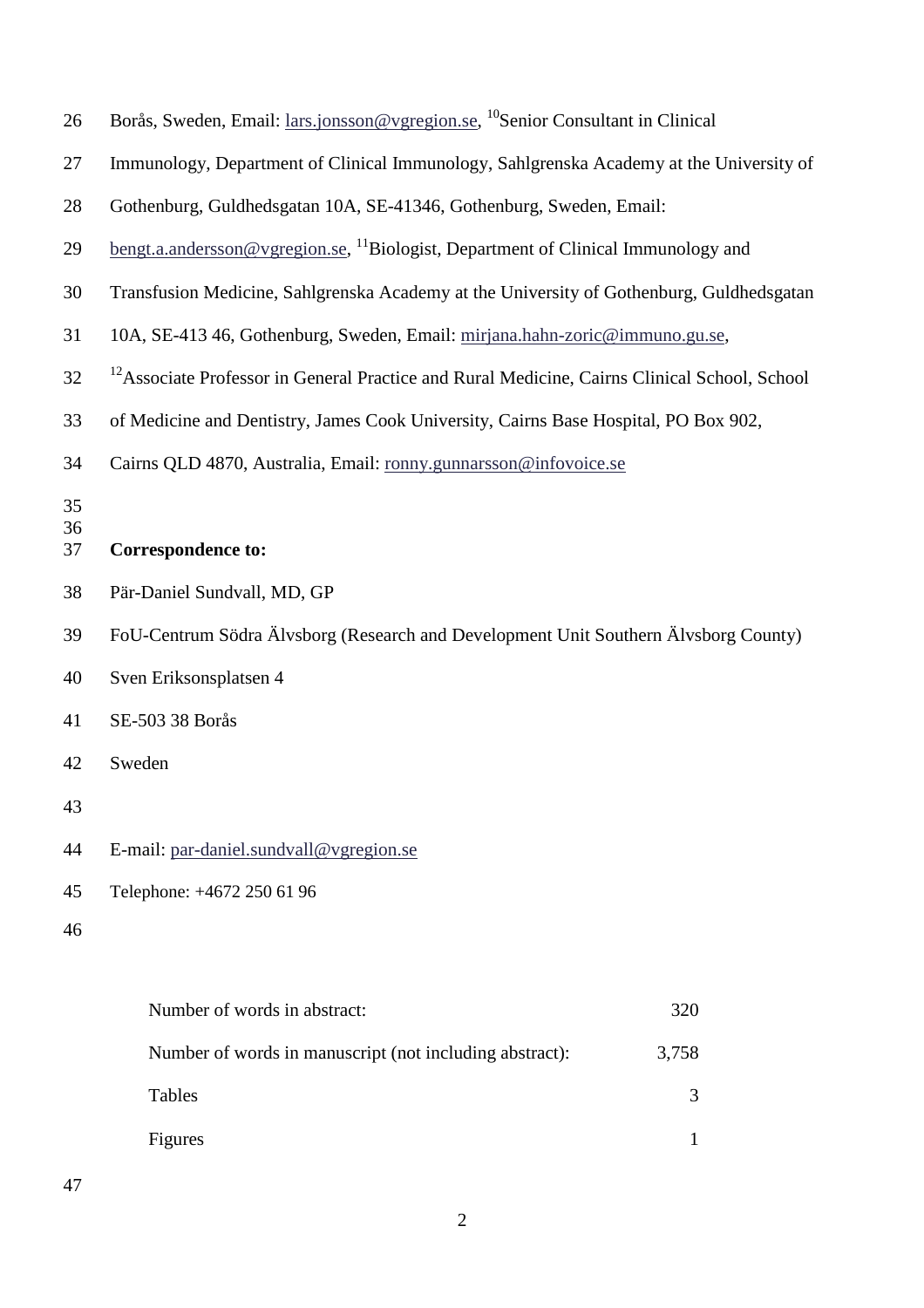Borås, Sweden, Email: lars.jonsson@vgregion.se, [10]Senior Consultant in Clinical Immunology, Department of Clinical Immunology, Sahlgrenska Academy at the University of Gothenburg, Guldhedsgatan 10A, SE-41346, Gothenburg, Sweden, Email: bengt.a.andersson@vgregion.se, [11]Biologist, Department of Clinical Immunology and Transfusion Medicine, Sahlgrenska Academy at the University of Gothenburg, Guldhedsgatan 10A, SE-413 46, Gothenburg, Sweden, Email: mirjana.hahn-zoric@immuno.gu.se, [12]Associate Professor in General Practice and Rural Medicine, Cairns Clinical School, School of Medicine and Dentistry, James Cook University, Cairns Base Hospital, PO Box 902, Cairns QLD 4870, Australia, Email: ronny.gunnarsson@infovoice.se

**Correspondence to:**

Pär-Daniel Sundvall, MD, GP

FoU-Centrum Södra Älvsborg (Research and Development Unit Southern Älvsborg County)

Sven Eriksonsplatsen 4

SE-503 38 Borås

Sweden

E-mail: par-daniel.sundvall@vgregion.se

Telephone: +4672 250 61 96

| | |
|---|---|
| Number of words in abstract: | 320 |
| Number of words in manuscript (not including abstract): | 3,758 |
| Tables | 3 |
| Figures | 1 |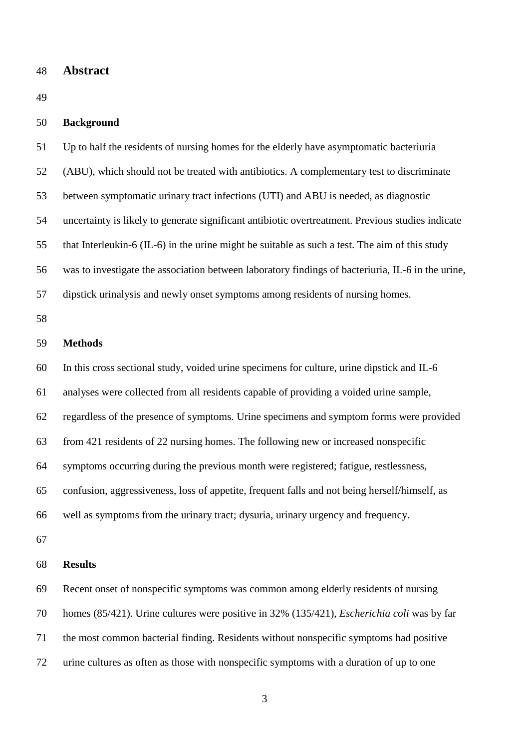# Abstract

## Background

Up to half the residents of nursing homes for the elderly have asymptomatic bacteriuria (ABU), which should not be treated with antibiotics. A complementary test to discriminate between symptomatic urinary tract infections (UTI) and ABU is needed, as diagnostic uncertainty is likely to generate significant antibiotic overtreatment. Previous studies indicate that Interleukin-6 (IL-6) in the urine might be suitable as such a test. The aim of this study was to investigate the association between laboratory findings of bacteriuria, IL-6 in the urine, dipstick urinalysis and newly onset symptoms among residents of nursing homes.

## Methods

In this cross sectional study, voided urine specimens for culture, urine dipstick and IL-6 analyses were collected from all residents capable of providing a voided urine sample, regardless of the presence of symptoms. Urine specimens and symptom forms were provided from 421 residents of 22 nursing homes. The following new or increased nonspecific symptoms occurring during the previous month were registered; fatigue, restlessness, confusion, aggressiveness, loss of appetite, frequent falls and not being herself/himself, as well as symptoms from the urinary tract; dysuria, urinary urgency and frequency.

## Results

Recent onset of nonspecific symptoms was common among elderly residents of nursing homes (85/421). Urine cultures were positive in 32% (135/421), *Escherichia coli* was by far the most common bacterial finding. Residents without nonspecific symptoms had positive urine cultures as often as those with nonspecific symptoms with a duration of up to one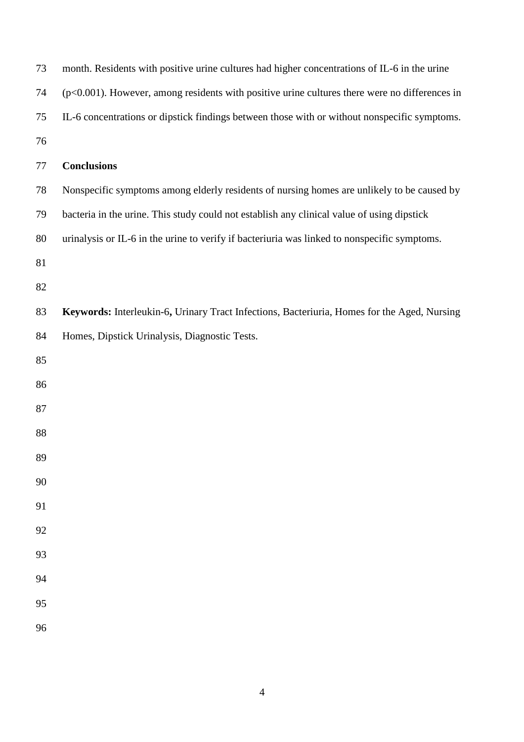month. Residents with positive urine cultures had higher concentrations of IL-6 in the urine ($p<0.001$). However, among residents with positive urine cultures there were no differences in IL-6 concentrations or dipstick findings between those with or without nonspecific symptoms.

**Conclusions**

Nonspecific symptoms among elderly residents of nursing homes are unlikely to be caused by bacteria in the urine. This study could not establish any clinical value of using dipstick urinalysis or IL-6 in the urine to verify if bacteriuria was linked to nonspecific symptoms.

**Keywords:** Interleukin-6**,** Urinary Tract Infections, Bacteriuria, Homes for the Aged, Nursing Homes, Dipstick Urinalysis, Diagnostic Tests.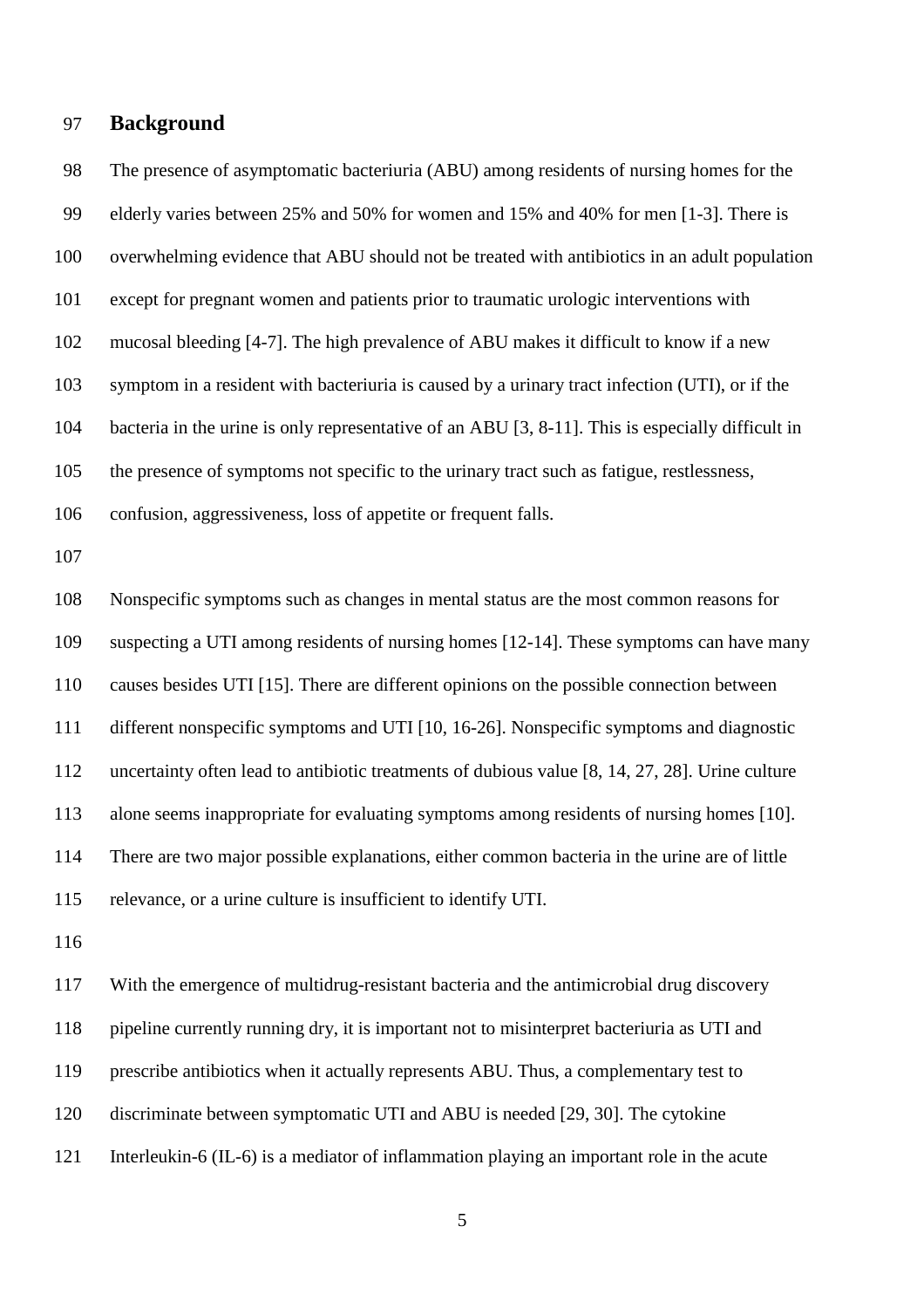## Background

The presence of asymptomatic bacteriuria (ABU) among residents of nursing homes for the elderly varies between 25% and 50% for women and 15% and 40% for men [1-3]. There is overwhelming evidence that ABU should not be treated with antibiotics in an adult population except for pregnant women and patients prior to traumatic urologic interventions with mucosal bleeding [4-7]. The high prevalence of ABU makes it difficult to know if a new symptom in a resident with bacteriuria is caused by a urinary tract infection (UTI), or if the bacteria in the urine is only representative of an ABU [3, 8-11]. This is especially difficult in the presence of symptoms not specific to the urinary tract such as fatigue, restlessness, confusion, aggressiveness, loss of appetite or frequent falls.

Nonspecific symptoms such as changes in mental status are the most common reasons for suspecting a UTI among residents of nursing homes [12-14]. These symptoms can have many causes besides UTI [15]. There are different opinions on the possible connection between different nonspecific symptoms and UTI [10, 16-26]. Nonspecific symptoms and diagnostic uncertainty often lead to antibiotic treatments of dubious value [8, 14, 27, 28]. Urine culture alone seems inappropriate for evaluating symptoms among residents of nursing homes [10]. There are two major possible explanations, either common bacteria in the urine are of little relevance, or a urine culture is insufficient to identify UTI.

With the emergence of multidrug-resistant bacteria and the antimicrobial drug discovery pipeline currently running dry, it is important not to misinterpret bacteriuria as UTI and prescribe antibiotics when it actually represents ABU. Thus, a complementary test to discriminate between symptomatic UTI and ABU is needed [29, 30]. The cytokine Interleukin-6 (IL-6) is a mediator of inflammation playing an important role in the acute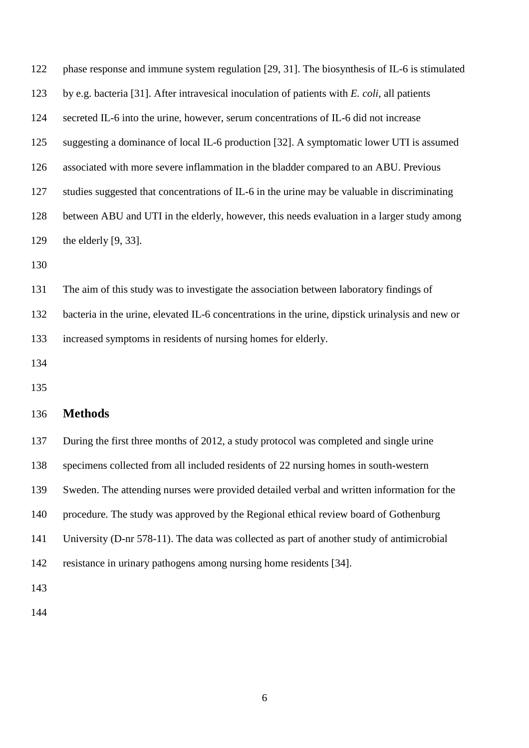phase response and immune system regulation [29, 31]. The biosynthesis of IL-6 is stimulated by e.g. bacteria [31]. After intravesical inoculation of patients with *E. coli*, all patients secreted IL-6 into the urine, however, serum concentrations of IL-6 did not increase suggesting a dominance of local IL-6 production [32]. A symptomatic lower UTI is assumed associated with more severe inflammation in the bladder compared to an ABU. Previous studies suggested that concentrations of IL-6 in the urine may be valuable in discriminating between ABU and UTI in the elderly, however, this needs evaluation in a larger study among the elderly [9, 33].

The aim of this study was to investigate the association between laboratory findings of bacteria in the urine, elevated IL-6 concentrations in the urine, dipstick urinalysis and new or increased symptoms in residents of nursing homes for elderly.

## Methods

During the first three months of 2012, a study protocol was completed and single urine specimens collected from all included residents of 22 nursing homes in south-western Sweden. The attending nurses were provided detailed verbal and written information for the procedure. The study was approved by the Regional ethical review board of Gothenburg University (D-nr 578-11). The data was collected as part of another study of antimicrobial resistance in urinary pathogens among nursing home residents [34].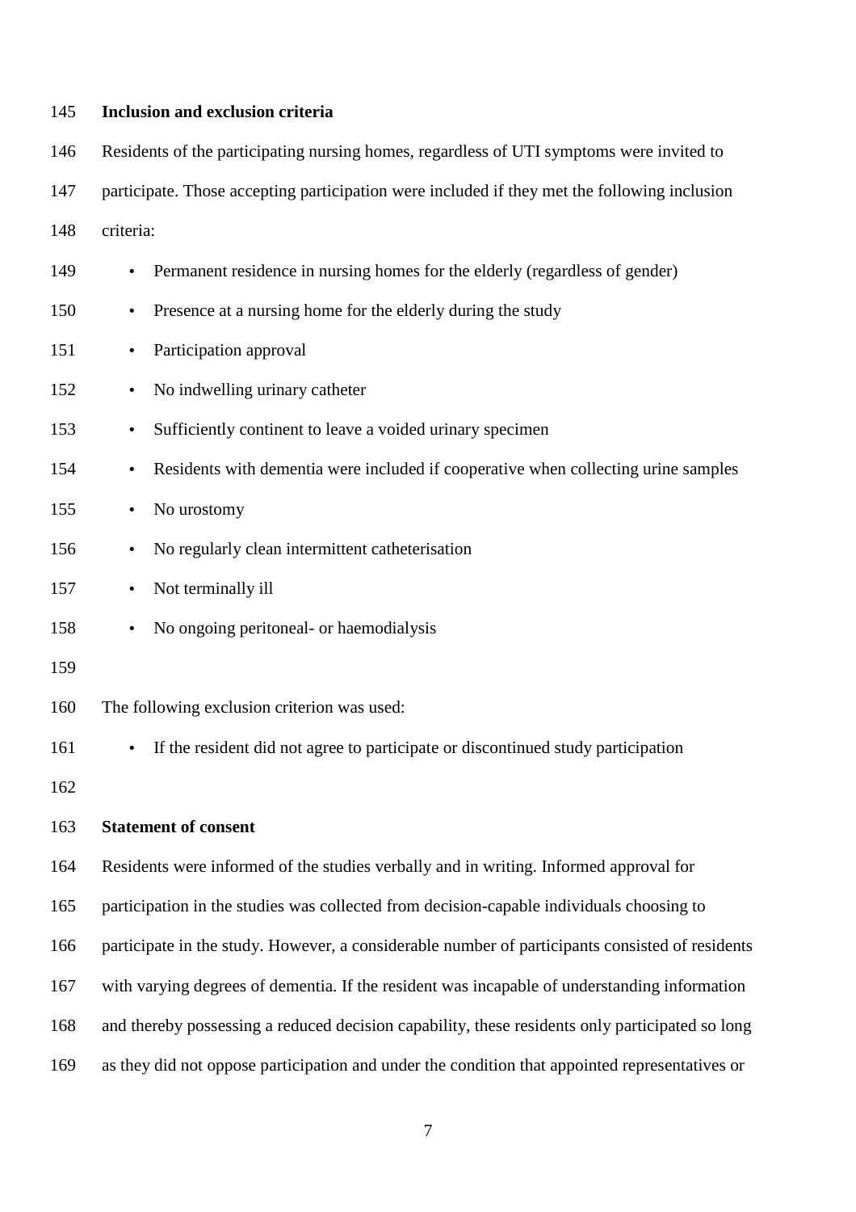## Inclusion and exclusion criteria

Residents of the participating nursing homes, regardless of UTI symptoms were invited to participate. Those accepting participation were included if they met the following inclusion criteria:

- Permanent residence in nursing homes for the elderly (regardless of gender)
- Presence at a nursing home for the elderly during the study
- Participation approval
- No indwelling urinary catheter
- Sufficiently continent to leave a voided urinary specimen
- Residents with dementia were included if cooperative when collecting urine samples
- No urostomy
- No regularly clean intermittent catheterisation
- Not terminally ill
- No ongoing peritoneal- or haemodialysis

The following exclusion criterion was used:

- If the resident did not agree to participate or discontinued study participation

## Statement of consent

Residents were informed of the studies verbally and in writing. Informed approval for participation in the studies was collected from decision-capable individuals choosing to participate in the study. However, a considerable number of participants consisted of residents with varying degrees of dementia. If the resident was incapable of understanding information and thereby possessing a reduced decision capability, these residents only participated so long as they did not oppose participation and under the condition that appointed representatives or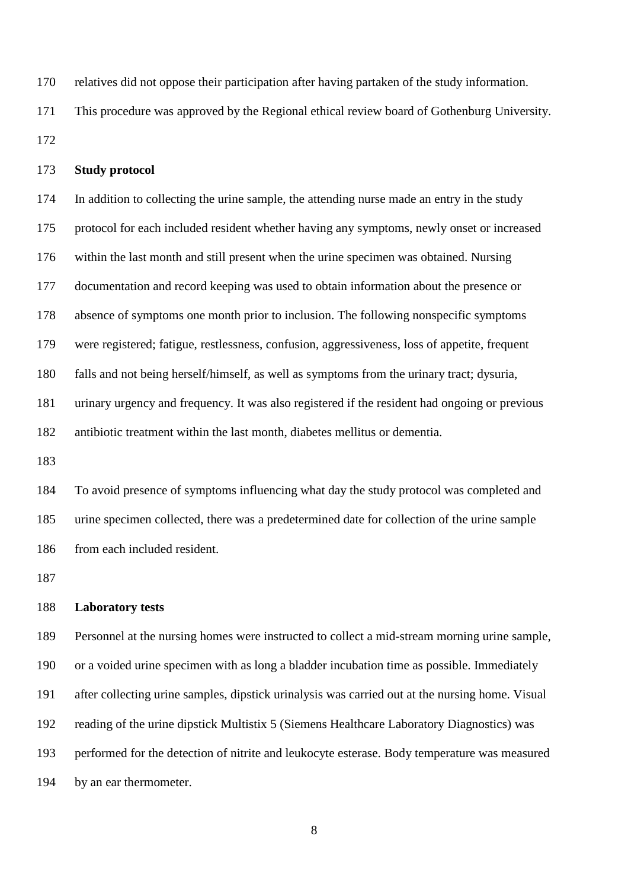relatives did not oppose their participation after having partaken of the study information. This procedure was approved by the Regional ethical review board of Gothenburg University.

**Study protocol**

In addition to collecting the urine sample, the attending nurse made an entry in the study protocol for each included resident whether having any symptoms, newly onset or increased within the last month and still present when the urine specimen was obtained. Nursing documentation and record keeping was used to obtain information about the presence or absence of symptoms one month prior to inclusion. The following nonspecific symptoms were registered; fatigue, restlessness, confusion, aggressiveness, loss of appetite, frequent falls and not being herself/himself, as well as symptoms from the urinary tract; dysuria, urinary urgency and frequency. It was also registered if the resident had ongoing or previous antibiotic treatment within the last month, diabetes mellitus or dementia.

To avoid presence of symptoms influencing what day the study protocol was completed and urine specimen collected, there was a predetermined date for collection of the urine sample from each included resident.

**Laboratory tests**

Personnel at the nursing homes were instructed to collect a mid-stream morning urine sample, or a voided urine specimen with as long a bladder incubation time as possible. Immediately after collecting urine samples, dipstick urinalysis was carried out at the nursing home. Visual reading of the urine dipstick Multistix 5 (Siemens Healthcare Laboratory Diagnostics) was performed for the detection of nitrite and leukocyte esterase. Body temperature was measured by an ear thermometer.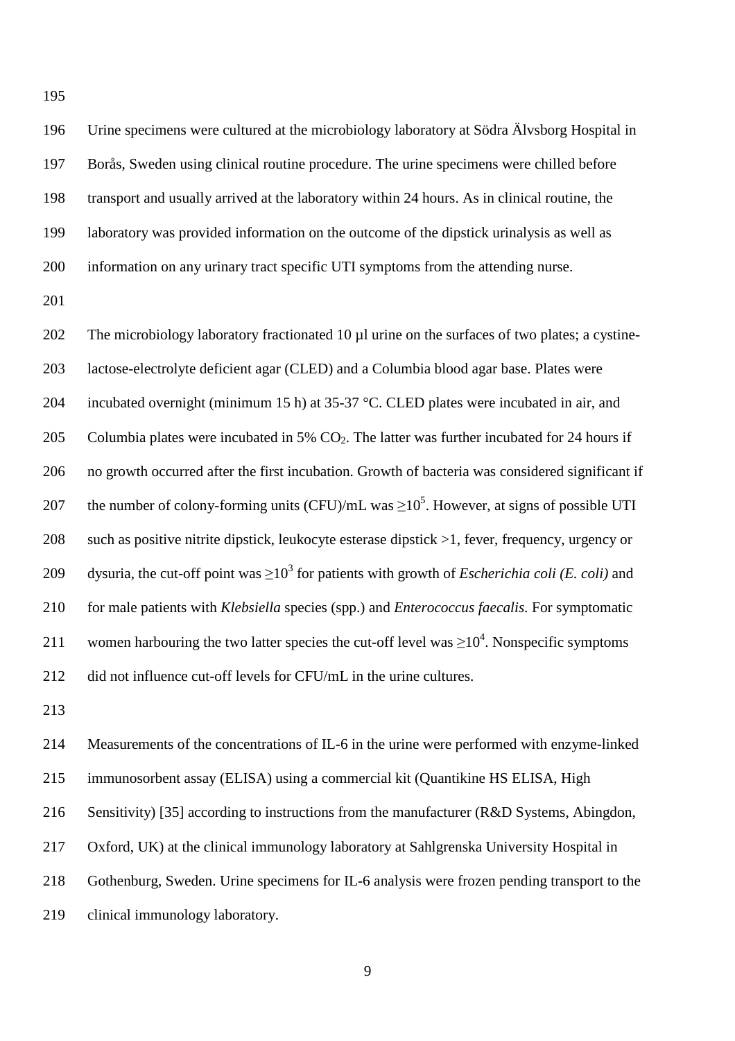Urine specimens were cultured at the microbiology laboratory at Södra Älvsborg Hospital in Borås, Sweden using clinical routine procedure. The urine specimens were chilled before transport and usually arrived at the laboratory within 24 hours. As in clinical routine, the laboratory was provided information on the outcome of the dipstick urinalysis as well as information on any urinary tract specific UTI symptoms from the attending nurse.

The microbiology laboratory fractionated 10 µl urine on the surfaces of two plates; a cystine-lactose-electrolyte deficient agar (CLED) and a Columbia blood agar base. Plates were incubated overnight (minimum 15 h) at 35-37 °C. CLED plates were incubated in air, and Columbia plates were incubated in 5% $CO_2$. The latter was further incubated for 24 hours if no growth occurred after the first incubation. Growth of bacteria was considered significant if the number of colony-forming units (CFU)/mL was $\geq 10^5$. However, at signs of possible UTI such as positive nitrite dipstick, leukocyte esterase dipstick >1, fever, frequency, urgency or dysuria, the cut-off point was $\geq 10^3$ for patients with growth of *Escherichia coli (E. coli)* and for male patients with *Klebsiella* species (spp.) and *Enterococcus faecalis*. For symptomatic women harbouring the two latter species the cut-off level was $\geq 10^4$. Nonspecific symptoms did not influence cut-off levels for CFU/mL in the urine cultures.

Measurements of the concentrations of IL-6 in the urine were performed with enzyme-linked immunosorbent assay (ELISA) using a commercial kit (Quantikine HS ELISA, High Sensitivity) [35] according to instructions from the manufacturer (R&D Systems, Abingdon, Oxford, UK) at the clinical immunology laboratory at Sahlgrenska University Hospital in Gothenburg, Sweden. Urine specimens for IL-6 analysis were frozen pending transport to the clinical immunology laboratory.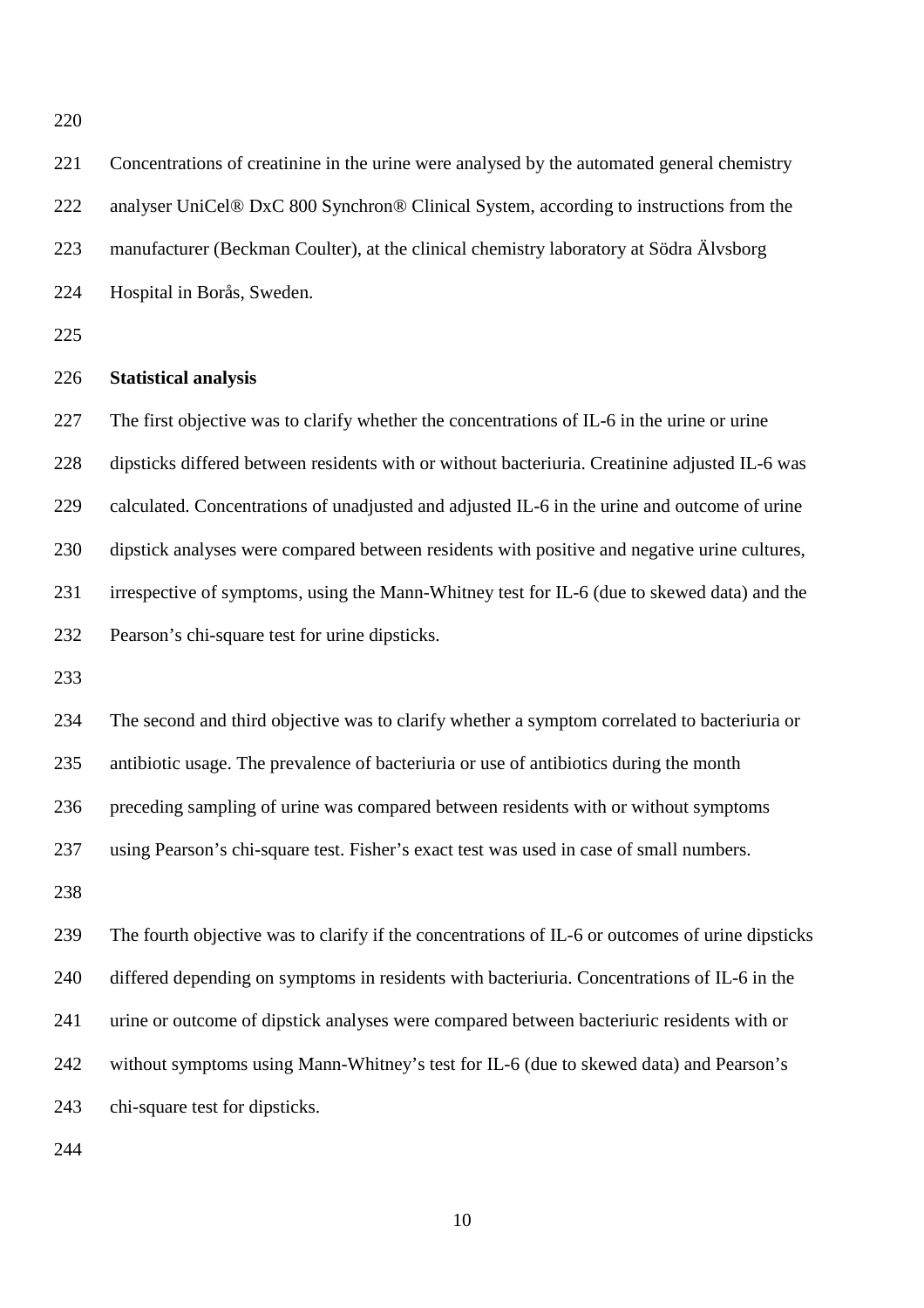Concentrations of creatinine in the urine were analysed by the automated general chemistry analyser UniCel® DxC 800 Synchron® Clinical System, according to instructions from the manufacturer (Beckman Coulter), at the clinical chemistry laboratory at Södra Älvsborg Hospital in Borås, Sweden.

**Statistical analysis**

The first objective was to clarify whether the concentrations of IL-6 in the urine or urine dipsticks differed between residents with or without bacteriuria. Creatinine adjusted IL-6 was calculated. Concentrations of unadjusted and adjusted IL-6 in the urine and outcome of urine dipstick analyses were compared between residents with positive and negative urine cultures, irrespective of symptoms, using the Mann-Whitney test for IL-6 (due to skewed data) and the Pearson's chi-square test for urine dipsticks.

The second and third objective was to clarify whether a symptom correlated to bacteriuria or antibiotic usage. The prevalence of bacteriuria or use of antibiotics during the month preceding sampling of urine was compared between residents with or without symptoms using Pearson's chi-square test. Fisher's exact test was used in case of small numbers.

The fourth objective was to clarify if the concentrations of IL-6 or outcomes of urine dipsticks differed depending on symptoms in residents with bacteriuria. Concentrations of IL-6 in the urine or outcome of dipstick analyses were compared between bacteriuric residents with or without symptoms using Mann-Whitney's test for IL-6 (due to skewed data) and Pearson's chi-square test for dipsticks.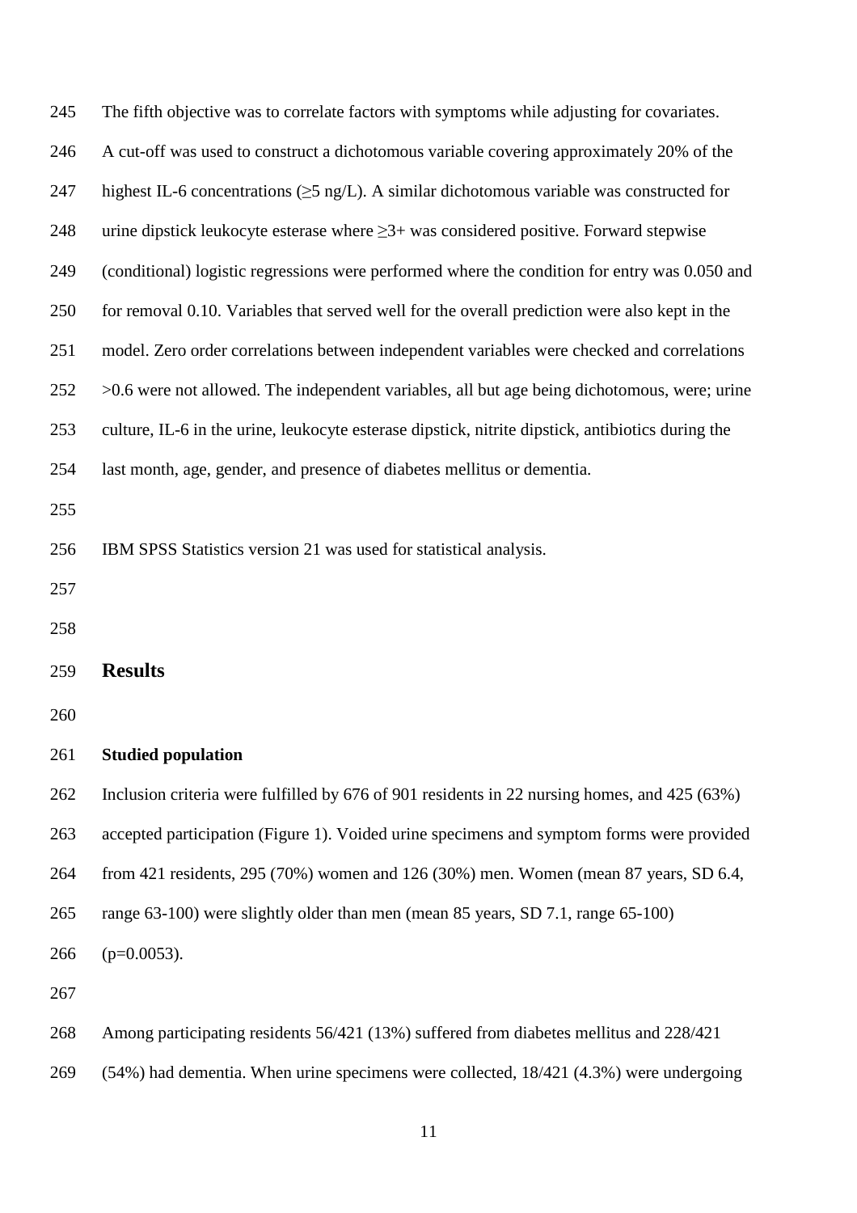The fifth objective was to correlate factors with symptoms while adjusting for covariates. A cut-off was used to construct a dichotomous variable covering approximately 20% of the highest IL-6 concentrations (≥5 ng/L). A similar dichotomous variable was constructed for urine dipstick leukocyte esterase where ≥3+ was considered positive. Forward stepwise (conditional) logistic regressions were performed where the condition for entry was 0.050 and for removal 0.10. Variables that served well for the overall prediction were also kept in the model. Zero order correlations between independent variables were checked and correlations >0.6 were not allowed. The independent variables, all but age being dichotomous, were; urine culture, IL-6 in the urine, leukocyte esterase dipstick, nitrite dipstick, antibiotics during the last month, age, gender, and presence of diabetes mellitus or dementia.

IBM SPSS Statistics version 21 was used for statistical analysis.

## Results

### Studied population

Inclusion criteria were fulfilled by 676 of 901 residents in 22 nursing homes, and 425 (63%) accepted participation (Figure 1). Voided urine specimens and symptom forms were provided from 421 residents, 295 (70%) women and 126 (30%) men. Women (mean 87 years, SD 6.4, range 63-100) were slightly older than men (mean 85 years, SD 7.1, range 65-100) ($p=0.0053$).

Among participating residents 56/421 (13%) suffered from diabetes mellitus and 228/421 (54%) had dementia. When urine specimens were collected, 18/421 (4.3%) were undergoing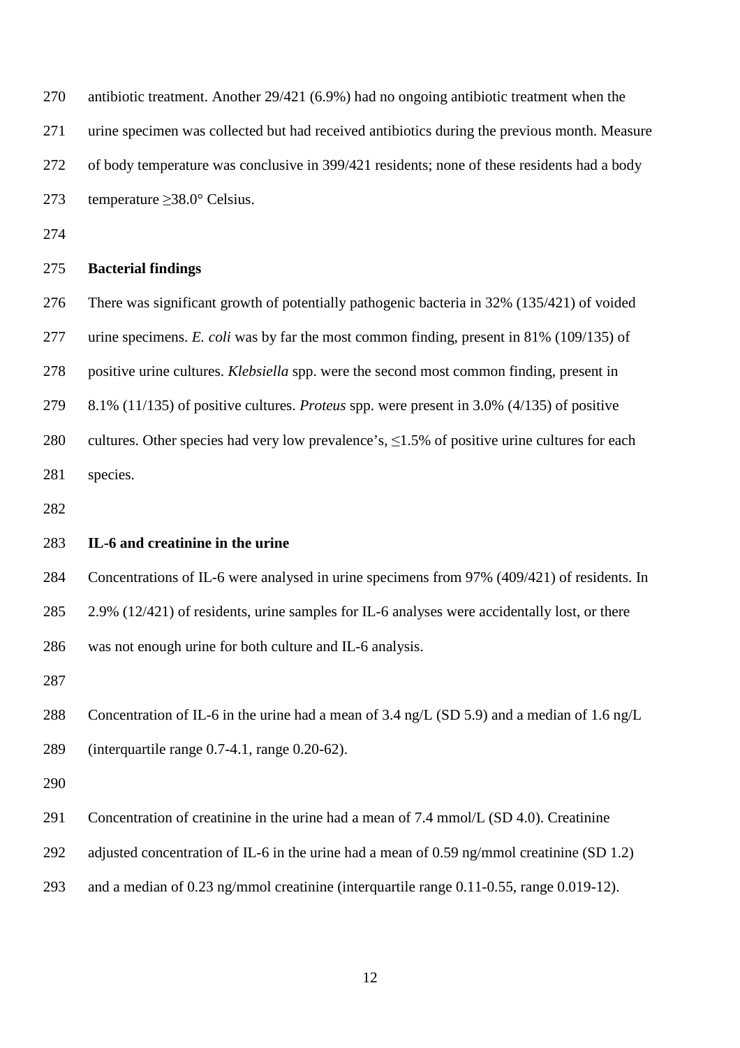antibiotic treatment. Another 29/421 (6.9%) had no ongoing antibiotic treatment when the urine specimen was collected but had received antibiotics during the previous month. Measure of body temperature was conclusive in 399/421 residents; none of these residents had a body temperature ≥38.0° Celsius.

**Bacterial findings**

There was significant growth of potentially pathogenic bacteria in 32% (135/421) of voided urine specimens. *E. coli* was by far the most common finding, present in 81% (109/135) of positive urine cultures. *Klebsiella* spp. were the second most common finding, present in 8.1% (11/135) of positive cultures. *Proteus* spp. were present in 3.0% (4/135) of positive cultures. Other species had very low prevalence's, ≤1.5% of positive urine cultures for each species.

**IL-6 and creatinine in the urine**

Concentrations of IL-6 were analysed in urine specimens from 97% (409/421) of residents. In 2.9% (12/421) of residents, urine samples for IL-6 analyses were accidentally lost, or there was not enough urine for both culture and IL-6 analysis.

Concentration of IL-6 in the urine had a mean of 3.4 ng/L (SD 5.9) and a median of 1.6 ng/L (interquartile range 0.7-4.1, range 0.20-62).

Concentration of creatinine in the urine had a mean of 7.4 mmol/L (SD 4.0). Creatinine adjusted concentration of IL-6 in the urine had a mean of 0.59 ng/mmol creatinine (SD 1.2) and a median of 0.23 ng/mmol creatinine (interquartile range 0.11-0.55, range 0.019-12).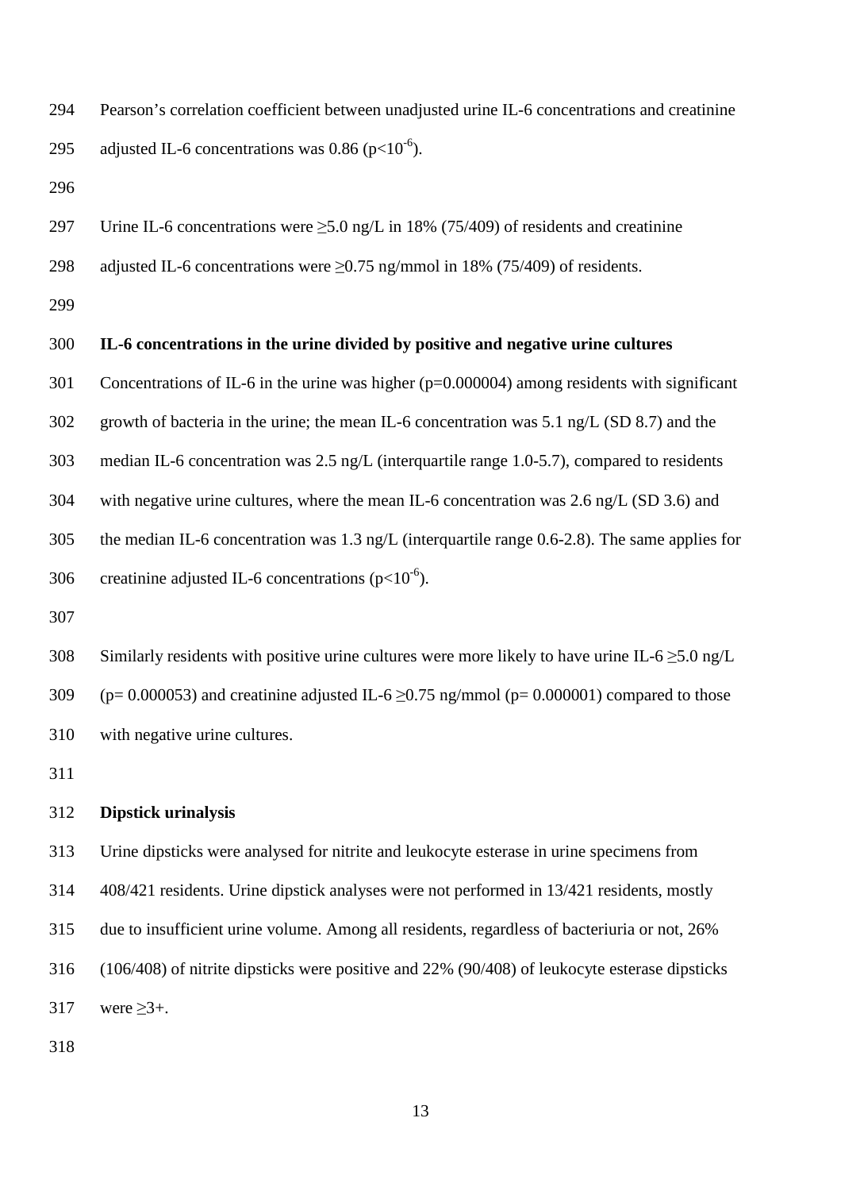Pearson's correlation coefficient between unadjusted urine IL-6 concentrations and creatinine adjusted IL-6 concentrations was 0.86 ($p<10^{-6}$).

Urine IL-6 concentrations were ≥5.0 ng/L in 18% (75/409) of residents and creatinine adjusted IL-6 concentrations were ≥0.75 ng/mmol in 18% (75/409) of residents.

**IL-6 concentrations in the urine divided by positive and negative urine cultures**

Concentrations of IL-6 in the urine was higher ($p=0.000004$) among residents with significant growth of bacteria in the urine; the mean IL-6 concentration was 5.1 ng/L (SD 8.7) and the median IL-6 concentration was 2.5 ng/L (interquartile range 1.0-5.7), compared to residents with negative urine cultures, where the mean IL-6 concentration was 2.6 ng/L (SD 3.6) and the median IL-6 concentration was 1.3 ng/L (interquartile range 0.6-2.8). The same applies for creatinine adjusted IL-6 concentrations ($p<10^{-6}$).

Similarly residents with positive urine cultures were more likely to have urine IL-6 ≥5.0 ng/L ($p= 0.000053$) and creatinine adjusted IL-6 ≥0.75 ng/mmol ($p= 0.000001$) compared to those with negative urine cultures.

**Dipstick urinalysis**

Urine dipsticks were analysed for nitrite and leukocyte esterase in urine specimens from 408/421 residents. Urine dipstick analyses were not performed in 13/421 residents, mostly due to insufficient urine volume. Among all residents, regardless of bacteriuria or not, 26% (106/408) of nitrite dipsticks were positive and 22% (90/408) of leukocyte esterase dipsticks were ≥3+.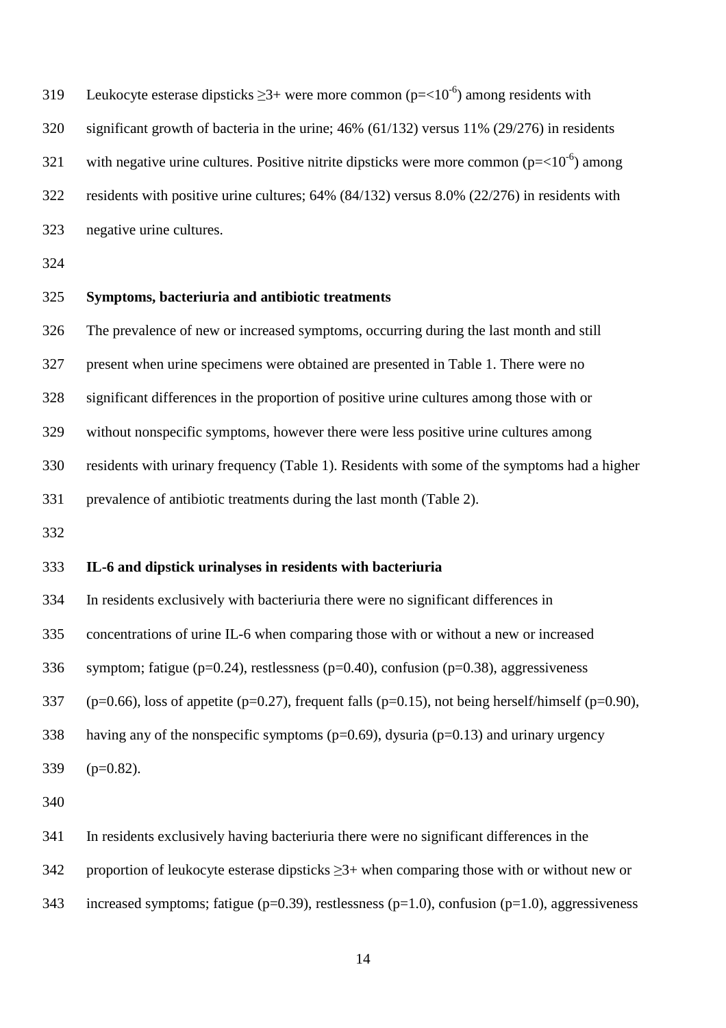Leukocyte esterase dipsticks ≥3+ were more common ($p=<10^{-6}$) among residents with significant growth of bacteria in the urine; 46% (61/132) versus 11% (29/276) in residents with negative urine cultures. Positive nitrite dipsticks were more common ($p=<10^{-6}$) among residents with positive urine cultures; 64% (84/132) versus 8.0% (22/276) in residents with negative urine cultures.

**Symptoms, bacteriuria and antibiotic treatments**

The prevalence of new or increased symptoms, occurring during the last month and still present when urine specimens were obtained are presented in Table 1. There were no significant differences in the proportion of positive urine cultures among those with or without nonspecific symptoms, however there were less positive urine cultures among residents with urinary frequency (Table 1). Residents with some of the symptoms had a higher prevalence of antibiotic treatments during the last month (Table 2).

**IL-6 and dipstick urinalyses in residents with bacteriuria**

In residents exclusively with bacteriuria there were no significant differences in concentrations of urine IL-6 when comparing those with or without a new or increased symptom; fatigue (p=0.24), restlessness (p=0.40), confusion (p=0.38), aggressiveness (p=0.66), loss of appetite (p=0.27), frequent falls (p=0.15), not being herself/himself (p=0.90), having any of the nonspecific symptoms (p=0.69), dysuria (p=0.13) and urinary urgency (p=0.82).

In residents exclusively having bacteriuria there were no significant differences in the proportion of leukocyte esterase dipsticks ≥3+ when comparing those with or without new or increased symptoms; fatigue (p=0.39), restlessness (p=1.0), confusion (p=1.0), aggressiveness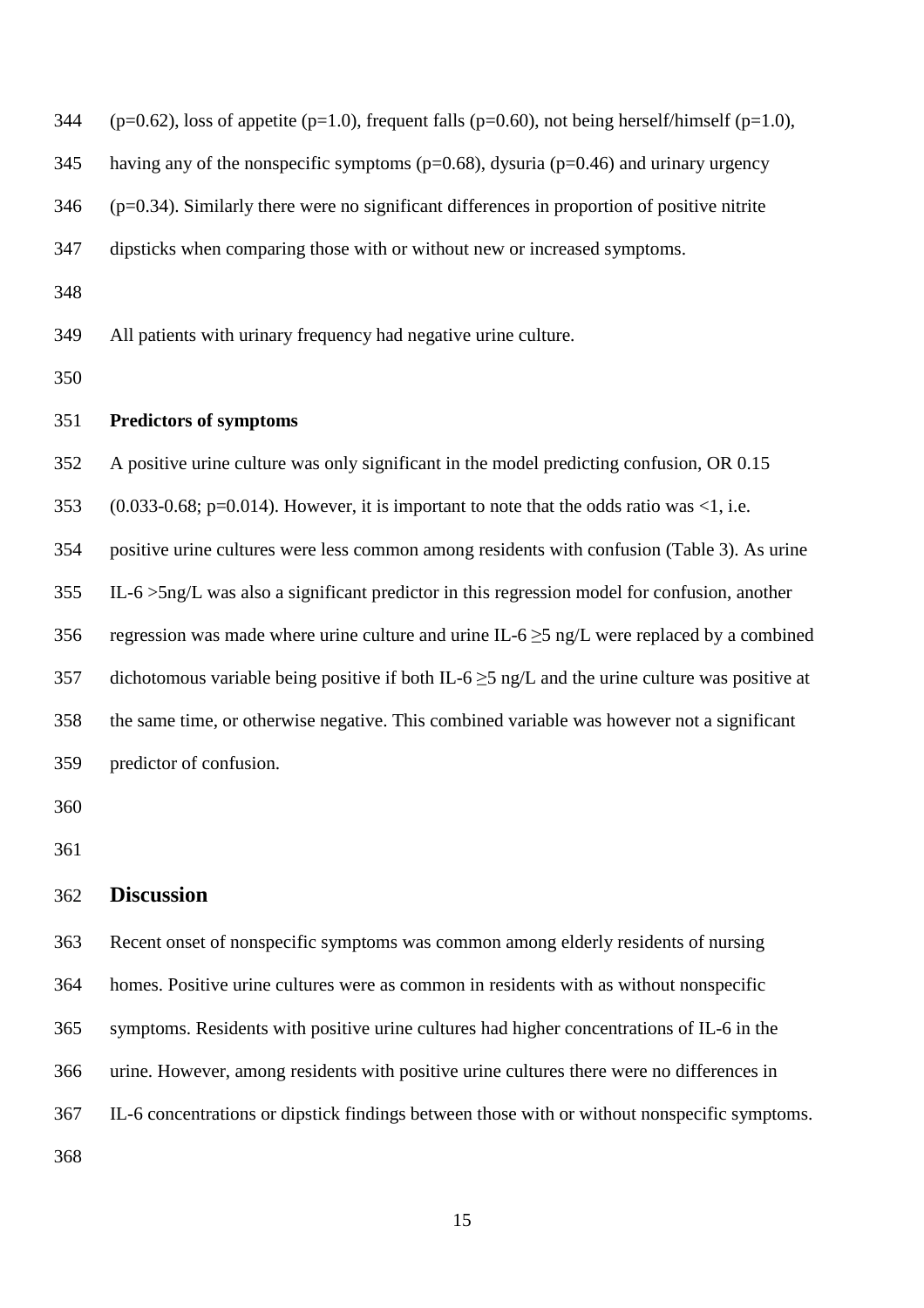(p=0.62), loss of appetite (p=1.0), frequent falls (p=0.60), not being herself/himself (p=1.0), having any of the nonspecific symptoms (p=0.68), dysuria (p=0.46) and urinary urgency (p=0.34). Similarly there were no significant differences in proportion of positive nitrite dipsticks when comparing those with or without new or increased symptoms.

All patients with urinary frequency had negative urine culture.

### Predictors of symptoms

A positive urine culture was only significant in the model predicting confusion, OR 0.15 (0.033-0.68; p=0.014). However, it is important to note that the odds ratio was <1, i.e. positive urine cultures were less common among residents with confusion (Table 3). As urine IL-6 >5ng/L was also a significant predictor in this regression model for confusion, another regression was made where urine culture and urine IL-6 ≥5 ng/L were replaced by a combined dichotomous variable being positive if both IL-6 ≥5 ng/L and the urine culture was positive at the same time, or otherwise negative. This combined variable was however not a significant predictor of confusion.

## Discussion

Recent onset of nonspecific symptoms was common among elderly residents of nursing homes. Positive urine cultures were as common in residents with as without nonspecific symptoms. Residents with positive urine cultures had higher concentrations of IL-6 in the urine. However, among residents with positive urine cultures there were no differences in IL-6 concentrations or dipstick findings between those with or without nonspecific symptoms.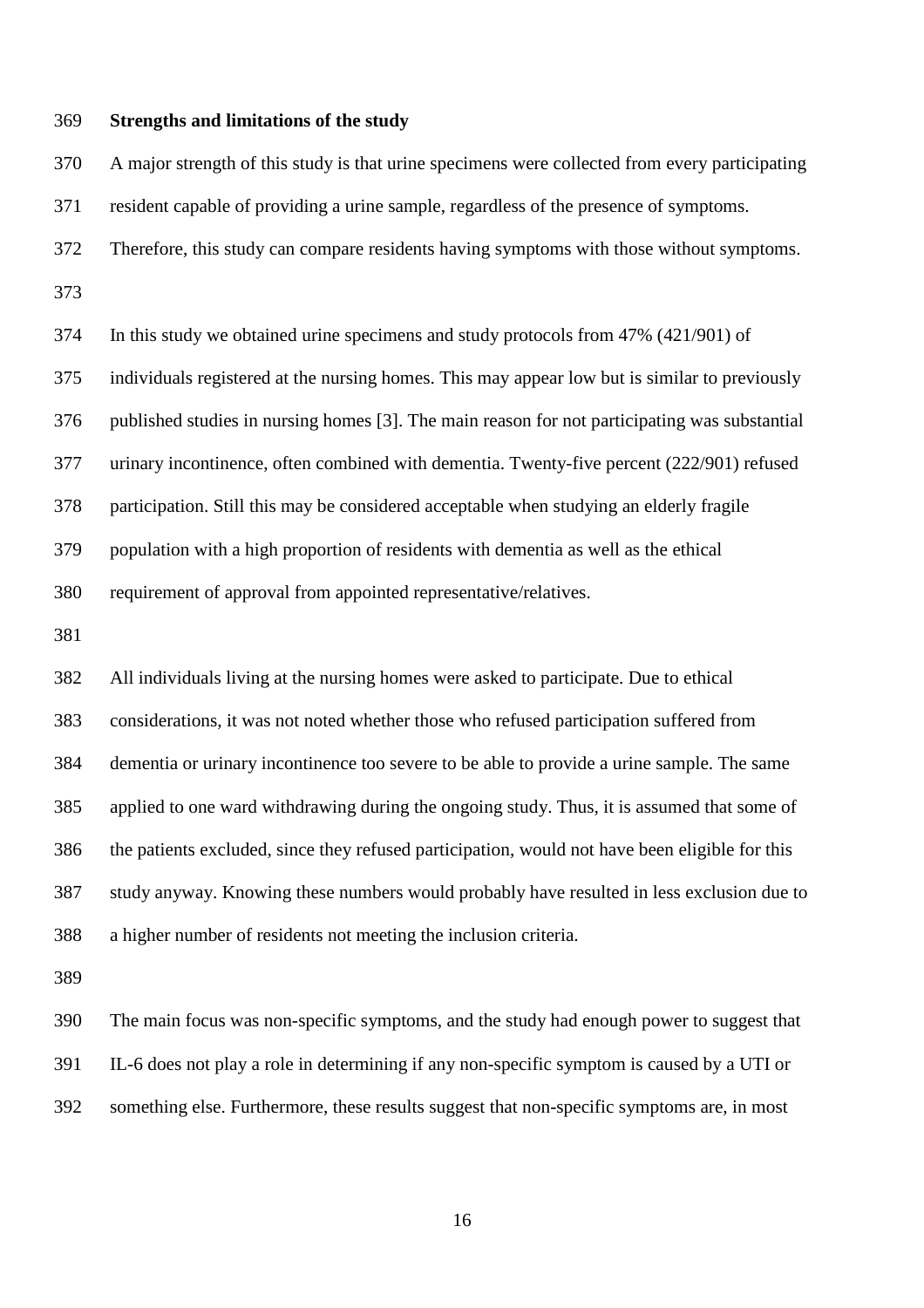**Strengths and limitations of the study**

A major strength of this study is that urine specimens were collected from every participating resident capable of providing a urine sample, regardless of the presence of symptoms. Therefore, this study can compare residents having symptoms with those without symptoms.

In this study we obtained urine specimens and study protocols from 47% (421/901) of individuals registered at the nursing homes. This may appear low but is similar to previously published studies in nursing homes [3]. The main reason for not participating was substantial urinary incontinence, often combined with dementia. Twenty-five percent (222/901) refused participation. Still this may be considered acceptable when studying an elderly fragile population with a high proportion of residents with dementia as well as the ethical requirement of approval from appointed representative/relatives.

All individuals living at the nursing homes were asked to participate. Due to ethical considerations, it was not noted whether those who refused participation suffered from dementia or urinary incontinence too severe to be able to provide a urine sample. The same applied to one ward withdrawing during the ongoing study. Thus, it is assumed that some of the patients excluded, since they refused participation, would not have been eligible for this study anyway. Knowing these numbers would probably have resulted in less exclusion due to a higher number of residents not meeting the inclusion criteria.

The main focus was non-specific symptoms, and the study had enough power to suggest that IL-6 does not play a role in determining if any non-specific symptom is caused by a UTI or something else. Furthermore, these results suggest that non-specific symptoms are, in most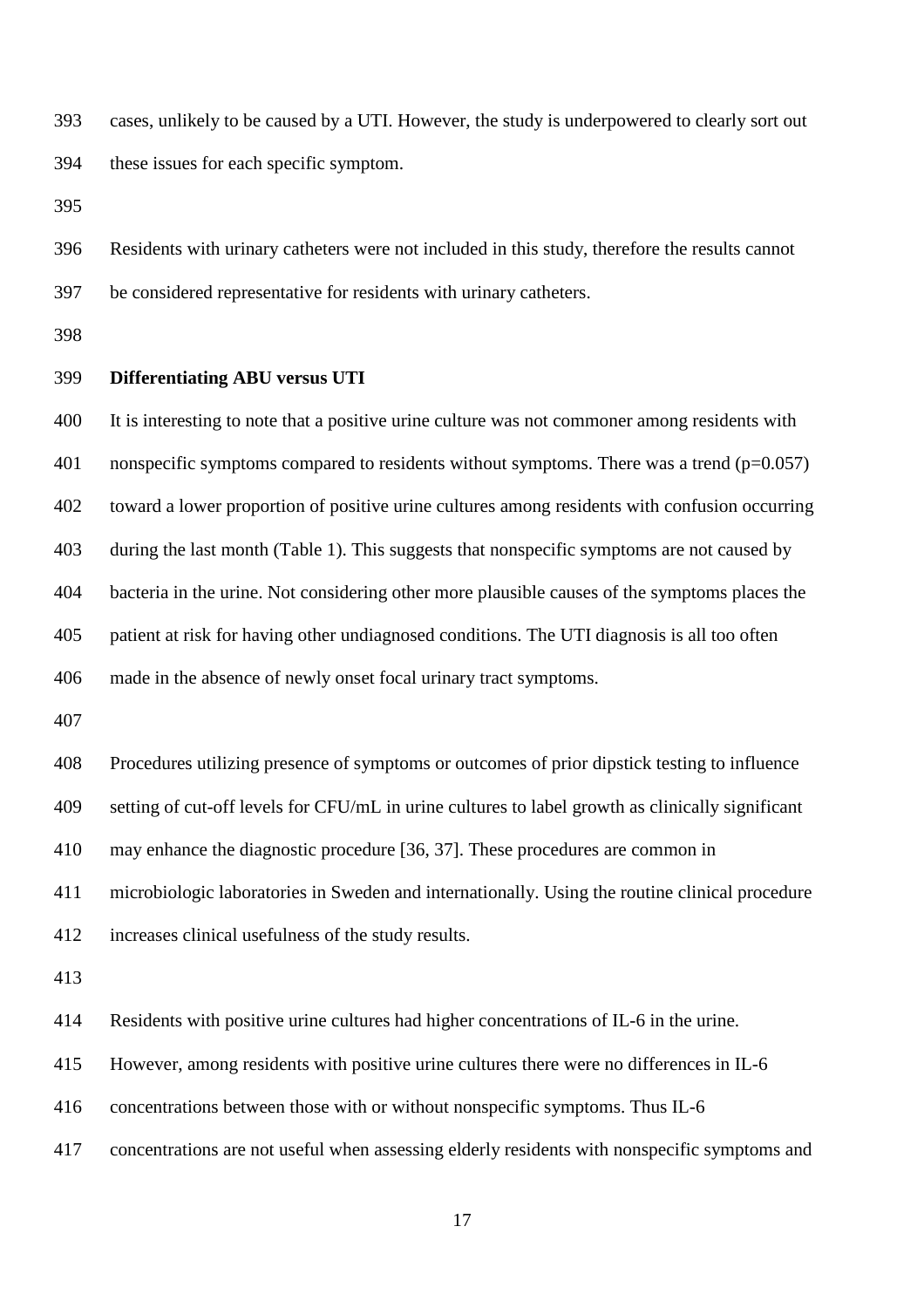cases, unlikely to be caused by a UTI. However, the study is underpowered to clearly sort out these issues for each specific symptom.

Residents with urinary catheters were not included in this study, therefore the results cannot be considered representative for residents with urinary catheters.

**Differentiating ABU versus UTI**

It is interesting to note that a positive urine culture was not commoner among residents with nonspecific symptoms compared to residents without symptoms. There was a trend ($p=0.057$) toward a lower proportion of positive urine cultures among residents with confusion occurring during the last month (Table 1). This suggests that nonspecific symptoms are not caused by bacteria in the urine. Not considering other more plausible causes of the symptoms places the patient at risk for having other undiagnosed conditions. The UTI diagnosis is all too often made in the absence of newly onset focal urinary tract symptoms.

Procedures utilizing presence of symptoms or outcomes of prior dipstick testing to influence setting of cut-off levels for CFU/mL in urine cultures to label growth as clinically significant may enhance the diagnostic procedure [36, 37]. These procedures are common in microbiologic laboratories in Sweden and internationally. Using the routine clinical procedure increases clinical usefulness of the study results.

Residents with positive urine cultures had higher concentrations of IL-6 in the urine. However, among residents with positive urine cultures there were no differences in IL-6 concentrations between those with or without nonspecific symptoms. Thus IL-6 concentrations are not useful when assessing elderly residents with nonspecific symptoms and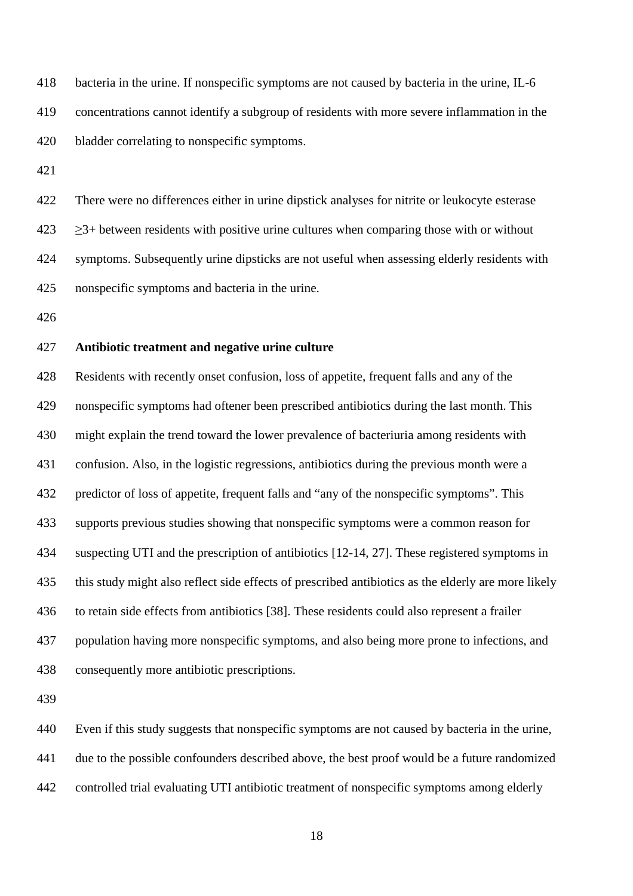bacteria in the urine. If nonspecific symptoms are not caused by bacteria in the urine, IL-6 concentrations cannot identify a subgroup of residents with more severe inflammation in the bladder correlating to nonspecific symptoms.

There were no differences either in urine dipstick analyses for nitrite or leukocyte esterase ≥3+ between residents with positive urine cultures when comparing those with or without symptoms. Subsequently urine dipsticks are not useful when assessing elderly residents with nonspecific symptoms and bacteria in the urine.

**Antibiotic treatment and negative urine culture**

Residents with recently onset confusion, loss of appetite, frequent falls and any of the nonspecific symptoms had oftener been prescribed antibiotics during the last month. This might explain the trend toward the lower prevalence of bacteriuria among residents with confusion. Also, in the logistic regressions, antibiotics during the previous month were a predictor of loss of appetite, frequent falls and "any of the nonspecific symptoms". This supports previous studies showing that nonspecific symptoms were a common reason for suspecting UTI and the prescription of antibiotics [12-14, 27]. These registered symptoms in this study might also reflect side effects of prescribed antibiotics as the elderly are more likely to retain side effects from antibiotics [38]. These residents could also represent a frailer population having more nonspecific symptoms, and also being more prone to infections, and consequently more antibiotic prescriptions.

Even if this study suggests that nonspecific symptoms are not caused by bacteria in the urine, due to the possible confounders described above, the best proof would be a future randomized controlled trial evaluating UTI antibiotic treatment of nonspecific symptoms among elderly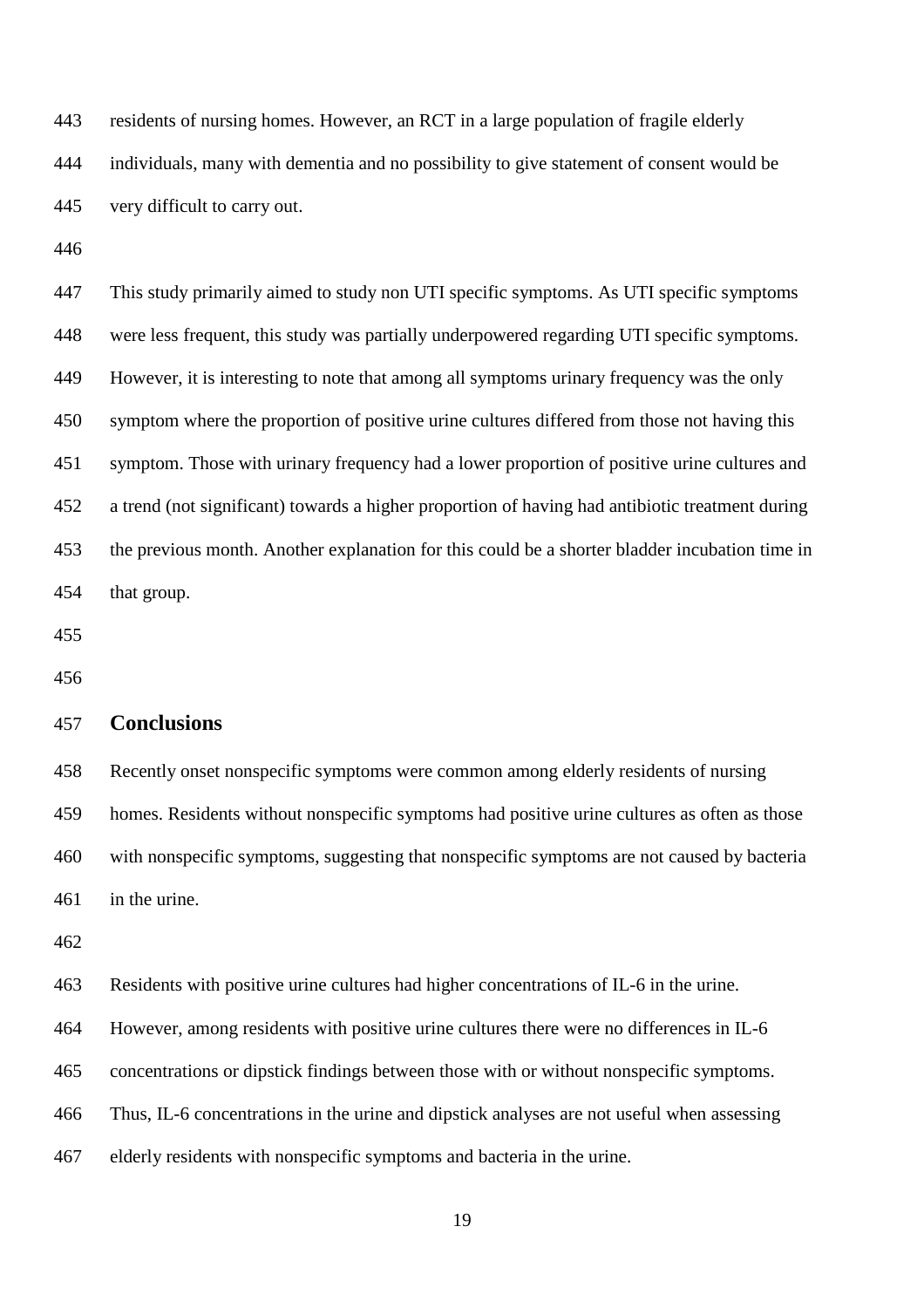residents of nursing homes. However, an RCT in a large population of fragile elderly individuals, many with dementia and no possibility to give statement of consent would be very difficult to carry out.

This study primarily aimed to study non UTI specific symptoms. As UTI specific symptoms were less frequent, this study was partially underpowered regarding UTI specific symptoms. However, it is interesting to note that among all symptoms urinary frequency was the only symptom where the proportion of positive urine cultures differed from those not having this symptom. Those with urinary frequency had a lower proportion of positive urine cultures and a trend (not significant) towards a higher proportion of having had antibiotic treatment during the previous month. Another explanation for this could be a shorter bladder incubation time in that group.

## Conclusions

Recently onset nonspecific symptoms were common among elderly residents of nursing homes. Residents without nonspecific symptoms had positive urine cultures as often as those with nonspecific symptoms, suggesting that nonspecific symptoms are not caused by bacteria in the urine.

Residents with positive urine cultures had higher concentrations of IL-6 in the urine. However, among residents with positive urine cultures there were no differences in IL-6 concentrations or dipstick findings between those with or without nonspecific symptoms. Thus, IL-6 concentrations in the urine and dipstick analyses are not useful when assessing elderly residents with nonspecific symptoms and bacteria in the urine.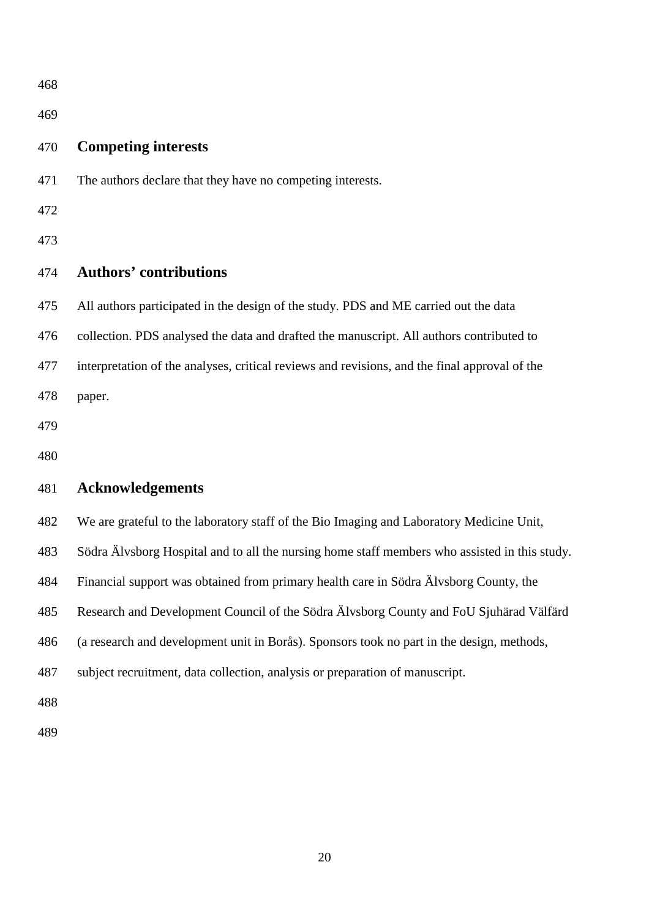## Competing interests

The authors declare that they have no competing interests.

## Authors' contributions

All authors participated in the design of the study. PDS and ME carried out the data collection. PDS analysed the data and drafted the manuscript. All authors contributed to interpretation of the analyses, critical reviews and revisions, and the final approval of the paper.

## Acknowledgements

We are grateful to the laboratory staff of the Bio Imaging and Laboratory Medicine Unit, Södra Älvsborg Hospital and to all the nursing home staff members who assisted in this study. Financial support was obtained from primary health care in Södra Älvsborg County, the Research and Development Council of the Södra Älvsborg County and FoU Sjuhärad Välfärd (a research and development unit in Borås). Sponsors took no part in the design, methods, subject recruitment, data collection, analysis or preparation of manuscript.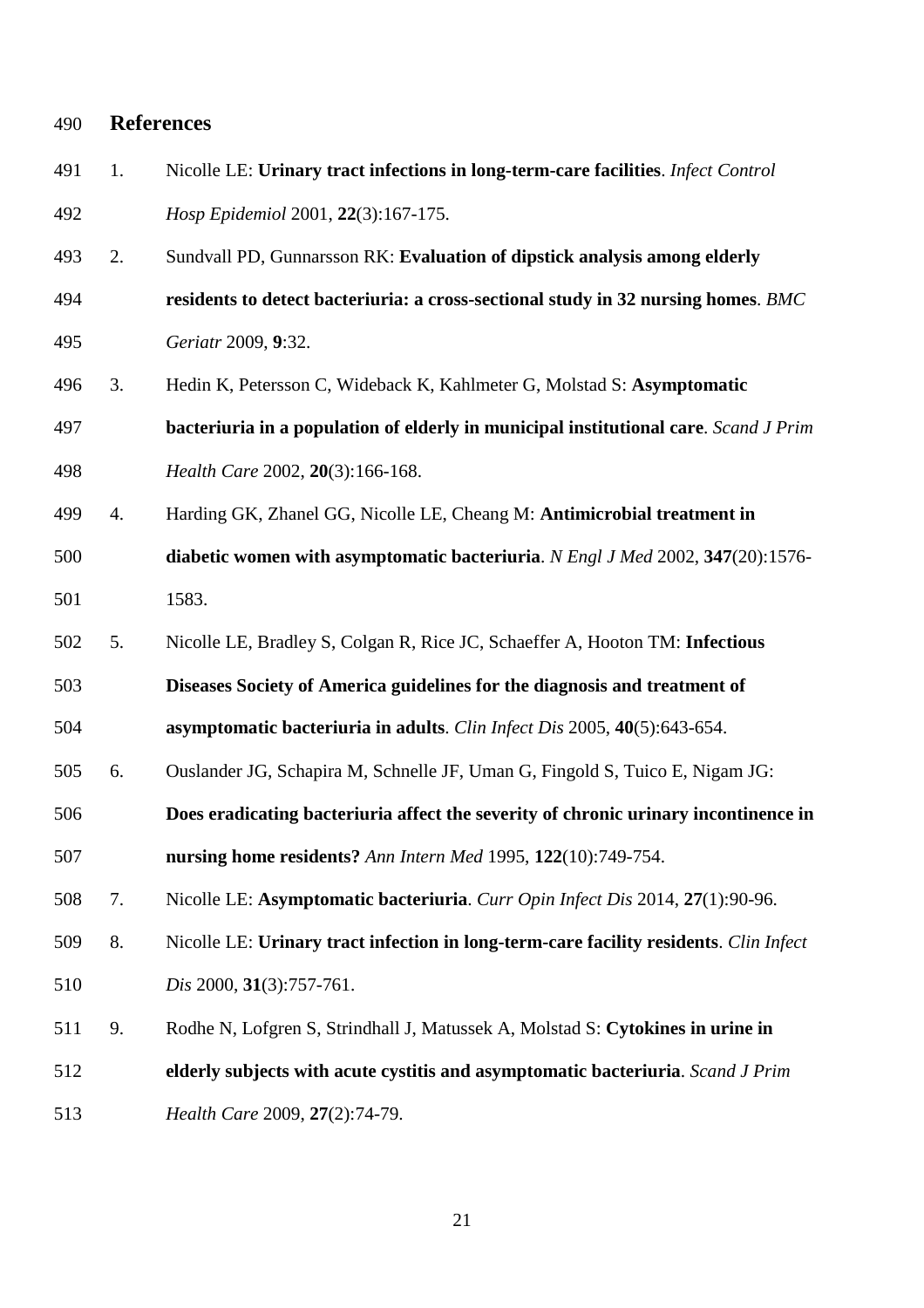## References

1. Nicolle LE: **Urinary tract infections in long-term-care facilities**. *Infect Control Hosp Epidemiol* 2001, **22**(3):167-175.
2. Sundvall PD, Gunnarsson RK: **Evaluation of dipstick analysis among elderly residents to detect bacteriuria: a cross-sectional study in 32 nursing homes**. *BMC Geriatr* 2009, **9**:32.
3. Hedin K, Petersson C, Wideback K, Kahlmeter G, Molstad S: **Asymptomatic bacteriuria in a population of elderly in municipal institutional care**. *Scand J Prim Health Care* 2002, **20**(3):166-168.
4. Harding GK, Zhanel GG, Nicolle LE, Cheang M: **Antimicrobial treatment in diabetic women with asymptomatic bacteriuria**. *N Engl J Med* 2002, **347**(20):1576-1583.
5. Nicolle LE, Bradley S, Colgan R, Rice JC, Schaeffer A, Hooton TM: **Infectious Diseases Society of America guidelines for the diagnosis and treatment of asymptomatic bacteriuria in adults**. *Clin Infect Dis* 2005, **40**(5):643-654.
6. Ouslander JG, Schapira M, Schnelle JF, Uman G, Fingold S, Tuico E, Nigam JG: **Does eradicating bacteriuria affect the severity of chronic urinary incontinence in nursing home residents?** *Ann Intern Med* 1995, **122**(10):749-754.
7. Nicolle LE: **Asymptomatic bacteriuria**. *Curr Opin Infect Dis* 2014, **27**(1):90-96.
8. Nicolle LE: **Urinary tract infection in long-term-care facility residents**. *Clin Infect Dis* 2000, **31**(3):757-761.
9. Rodhe N, Lofgren S, Strindhall J, Matussek A, Molstad S: **Cytokines in urine in elderly subjects with acute cystitis and asymptomatic bacteriuria**. *Scand J Prim Health Care* 2009, **27**(2):74-79.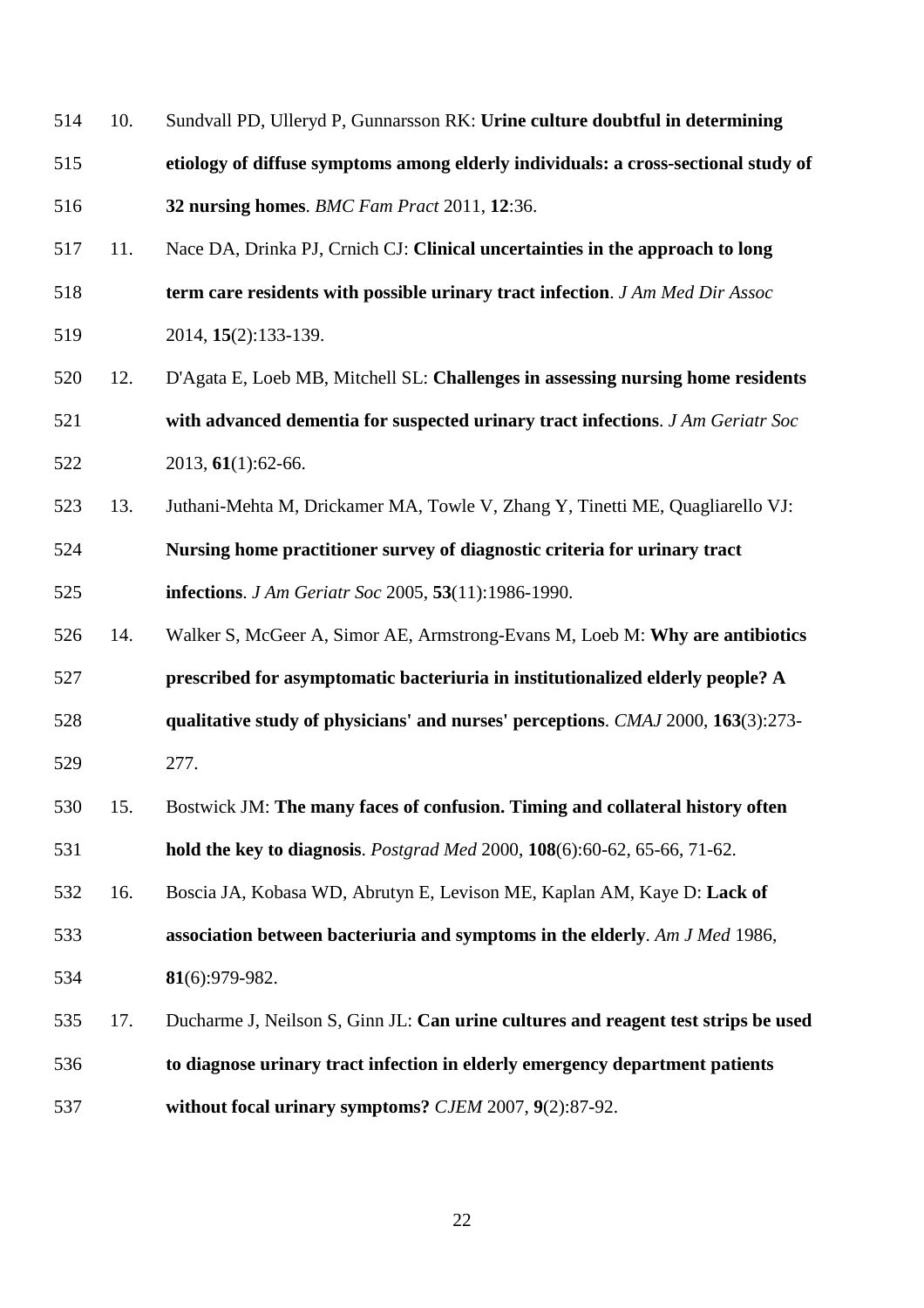10. Sundvall PD, Ulleryd P, Gunnarsson RK: **Urine culture doubtful in determining etiology of diffuse symptoms among elderly individuals: a cross-sectional study of 32 nursing homes**. *BMC Fam Pract* 2011, **12**:36.
11. Nace DA, Drinka PJ, Crnich CJ: **Clinical uncertainties in the approach to long term care residents with possible urinary tract infection**. *J Am Med Dir Assoc* 2014, **15**(2):133-139.
12. D'Agata E, Loeb MB, Mitchell SL: **Challenges in assessing nursing home residents with advanced dementia for suspected urinary tract infections**. *J Am Geriatr Soc* 2013, **61**(1):62-66.
13. Juthani-Mehta M, Drickamer MA, Towle V, Zhang Y, Tinetti ME, Quagliarello VJ: **Nursing home practitioner survey of diagnostic criteria for urinary tract infections**. *J Am Geriatr Soc* 2005, **53**(11):1986-1990.
14. Walker S, McGeer A, Simor AE, Armstrong-Evans M, Loeb M: **Why are antibiotics prescribed for asymptomatic bacteriuria in institutionalized elderly people? A qualitative study of physicians' and nurses' perceptions**. *CMAJ* 2000, **163**(3):273-277.
15. Bostwick JM: **The many faces of confusion. Timing and collateral history often hold the key to diagnosis**. *Postgrad Med* 2000, **108**(6):60-62, 65-66, 71-62.
16. Boscia JA, Kobasa WD, Abrutyn E, Levison ME, Kaplan AM, Kaye D: **Lack of association between bacteriuria and symptoms in the elderly**. *Am J Med* 1986, **81**(6):979-982.
17. Ducharme J, Neilson S, Ginn JL: **Can urine cultures and reagent test strips be used to diagnose urinary tract infection in elderly emergency department patients without focal urinary symptoms?** *CJEM* 2007, **9**(2):87-92.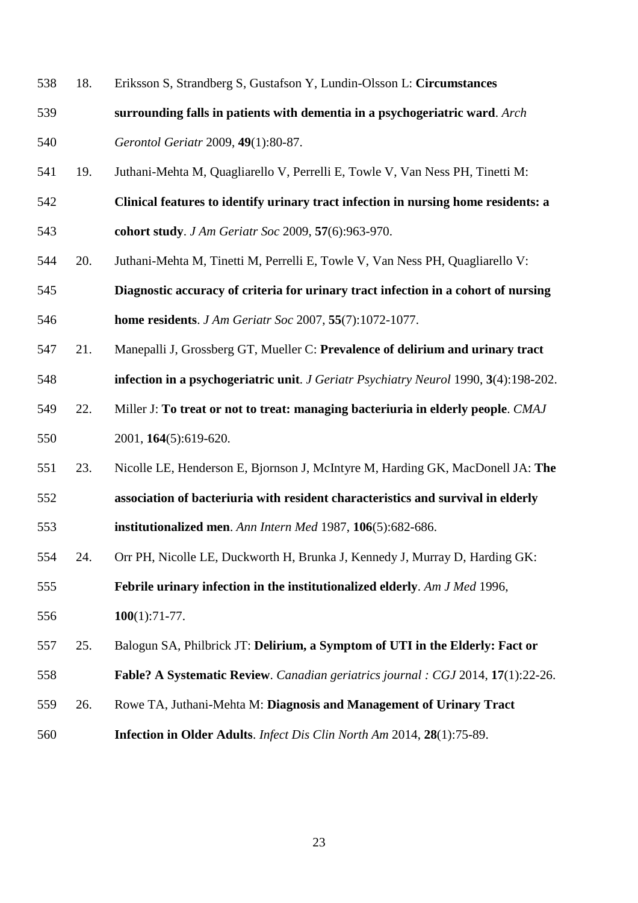18. Eriksson S, Strandberg S, Gustafson Y, Lundin-Olsson L: **Circumstances surrounding falls in patients with dementia in a psychogeriatric ward**. *Arch Gerontol Geriatr* 2009, **49**(1):80-87.
19. Juthani-Mehta M, Quagliarello V, Perrelli E, Towle V, Van Ness PH, Tinetti M: **Clinical features to identify urinary tract infection in nursing home residents: a cohort study**. *J Am Geriatr Soc* 2009, **57**(6):963-970.
20. Juthani-Mehta M, Tinetti M, Perrelli E, Towle V, Van Ness PH, Quagliarello V: **Diagnostic accuracy of criteria for urinary tract infection in a cohort of nursing home residents**. *J Am Geriatr Soc* 2007, **55**(7):1072-1077.
21. Manepalli J, Grossberg GT, Mueller C: **Prevalence of delirium and urinary tract infection in a psychogeriatric unit**. *J Geriatr Psychiatry Neurol* 1990, **3**(4):198-202.
22. Miller J: **To treat or not to treat: managing bacteriuria in elderly people**. *CMAJ* 2001, **164**(5):619-620.
23. Nicolle LE, Henderson E, Bjornson J, McIntyre M, Harding GK, MacDonell JA: **The association of bacteriuria with resident characteristics and survival in elderly institutionalized men**. *Ann Intern Med* 1987, **106**(5):682-686.
24. Orr PH, Nicolle LE, Duckworth H, Brunka J, Kennedy J, Murray D, Harding GK: **Febrile urinary infection in the institutionalized elderly**. *Am J Med* 1996, **100**(1):71-77.
25. Balogun SA, Philbrick JT: **Delirium, a Symptom of UTI in the Elderly: Fact or Fable? A Systematic Review**. *Canadian geriatrics journal : CGJ* 2014, **17**(1):22-26.
26. Rowe TA, Juthani-Mehta M: **Diagnosis and Management of Urinary Tract Infection in Older Adults**. *Infect Dis Clin North Am* 2014, **28**(1):75-89.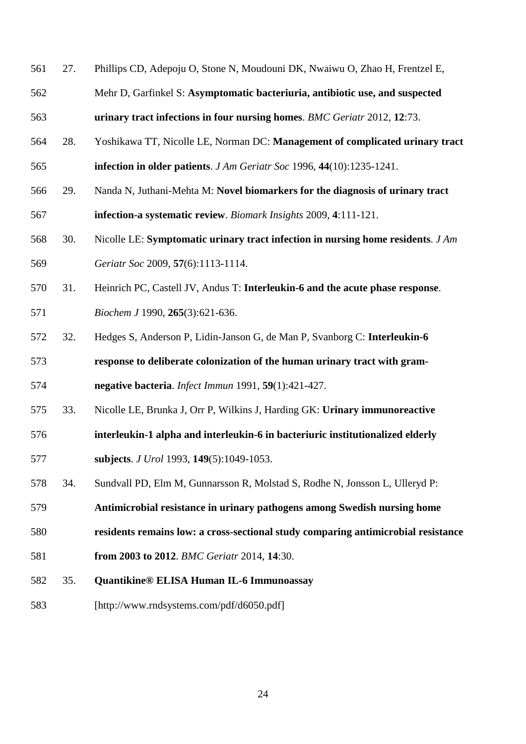27. Phillips CD, Adepoju O, Stone N, Moudouni DK, Nwaiwu O, Zhao H, Frentzel E, Mehr D, Garfinkel S: **Asymptomatic bacteriuria, antibiotic use, and suspected urinary tract infections in four nursing homes**. *BMC Geriatr* 2012, **12**:73.
28. Yoshikawa TT, Nicolle LE, Norman DC: **Management of complicated urinary tract infection in older patients**. *J Am Geriatr Soc* 1996, **44**(10):1235-1241.
29. Nanda N, Juthani-Mehta M: **Novel biomarkers for the diagnosis of urinary tract infection-a systematic review**. *Biomark Insights* 2009, **4**:111-121.
30. Nicolle LE: **Symptomatic urinary tract infection in nursing home residents**. *J Am Geriatr Soc* 2009, **57**(6):1113-1114.
31. Heinrich PC, Castell JV, Andus T: **Interleukin-6 and the acute phase response**. *Biochem J* 1990, **265**(3):621-636.
32. Hedges S, Anderson P, Lidin-Janson G, de Man P, Svanborg C: **Interleukin-6 response to deliberate colonization of the human urinary tract with gram-negative bacteria**. *Infect Immun* 1991, **59**(1):421-427.
33. Nicolle LE, Brunka J, Orr P, Wilkins J, Harding GK: **Urinary immunoreactive interleukin-1 alpha and interleukin-6 in bacteriuric institutionalized elderly subjects**. *J Urol* 1993, **149**(5):1049-1053.
34. Sundvall PD, Elm M, Gunnarsson R, Molstad S, Rodhe N, Jonsson L, Ulleryd P: **Antimicrobial resistance in urinary pathogens among Swedish nursing home residents remains low: a cross-sectional study comparing antimicrobial resistance from 2003 to 2012**. *BMC Geriatr* 2014, **14**:30.
35. **Quantikine® ELISA Human IL-6 Immunoassay** [http://www.rndsystems.com/pdf/d6050.pdf]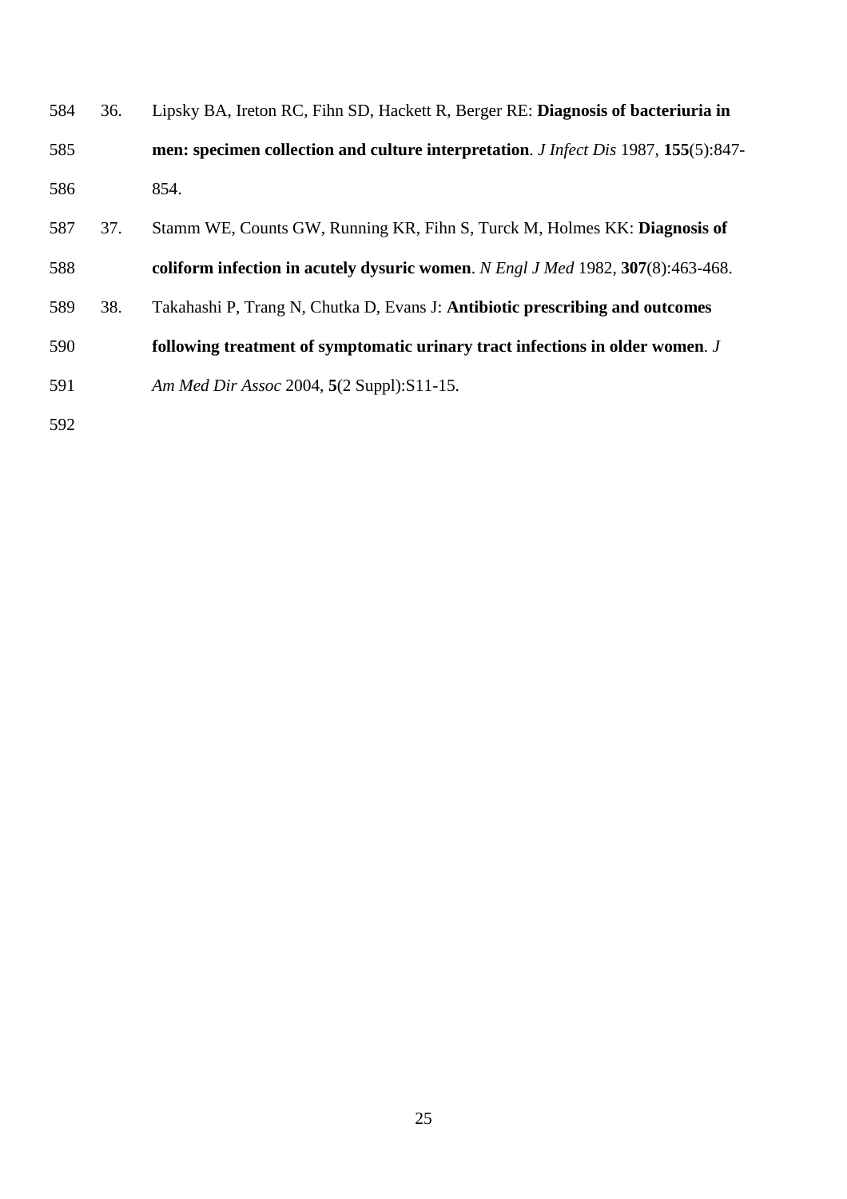36. Lipsky BA, Ireton RC, Fihn SD, Hackett R, Berger RE: **Diagnosis of bacteriuria in men: specimen collection and culture interpretation**. *J Infect Dis* 1987, **155**(5):847-854.
37. Stamm WE, Counts GW, Running KR, Fihn S, Turck M, Holmes KK: **Diagnosis of coliform infection in acutely dysuric women**. *N Engl J Med* 1982, **307**(8):463-468.
38. Takahashi P, Trang N, Chutka D, Evans J: **Antibiotic prescribing and outcomes following treatment of symptomatic urinary tract infections in older women**. *J Am Med Dir Assoc* 2004, **5**(2 Suppl):S11-15.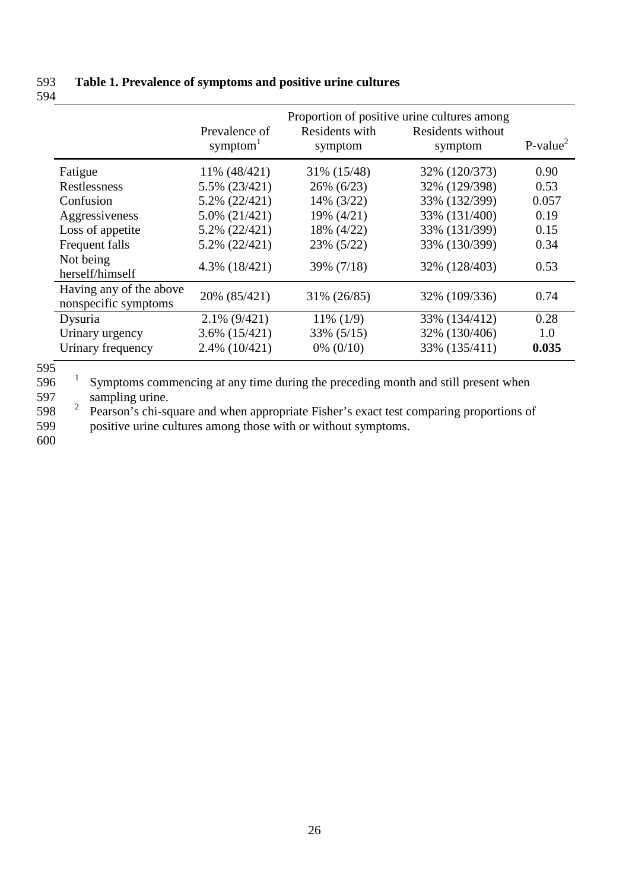**Table 1. Prevalence of symptoms and positive urine cultures**

| | Prevalence of symptom[1] | Proportion of positive urine cultures among Residents with symptom | Residents without symptom | P-value[2] |
|---|---|---|---|---|
| Fatigue | 11% (48/421) | 31% (15/48) | 32% (120/373) | 0.90 |
| Restlessness | 5.5% (23/421) | 26% (6/23) | 32% (129/398) | 0.53 |
| Confusion | 5.2% (22/421) | 14% (3/22) | 33% (132/399) | 0.057 |
| Aggressiveness | 5.0% (21/421) | 19% (4/21) | 33% (131/400) | 0.19 |
| Loss of appetite | 5.2% (22/421) | 18% (4/22) | 33% (131/399) | 0.15 |
| Frequent falls | 5.2% (22/421) | 23% (5/22) | 33% (130/399) | 0.34 |
| Not being herself/himself | 4.3% (18/421) | 39% (7/18) | 32% (128/403) | 0.53 |
| Having any of the above nonspecific symptoms | 20% (85/421) | 31% (26/85) | 32% (109/336) | 0.74 |
| Dysuria | 2.1% (9/421) | 11% (1/9) | 33% (134/412) | 0.28 |
| Urinary urgency | 3.6% (15/421) | 33% (5/15) | 32% (130/406) | 1.0 |
| Urinary frequency | 2.4% (10/421) | 0% (0/10) | 33% (135/411) | **0.035** |

[1] Symptoms commencing at any time during the preceding month and still present when sampling urine.

[2] Pearson's chi-square and when appropriate Fisher's exact test comparing proportions of positive urine cultures among those with or without symptoms.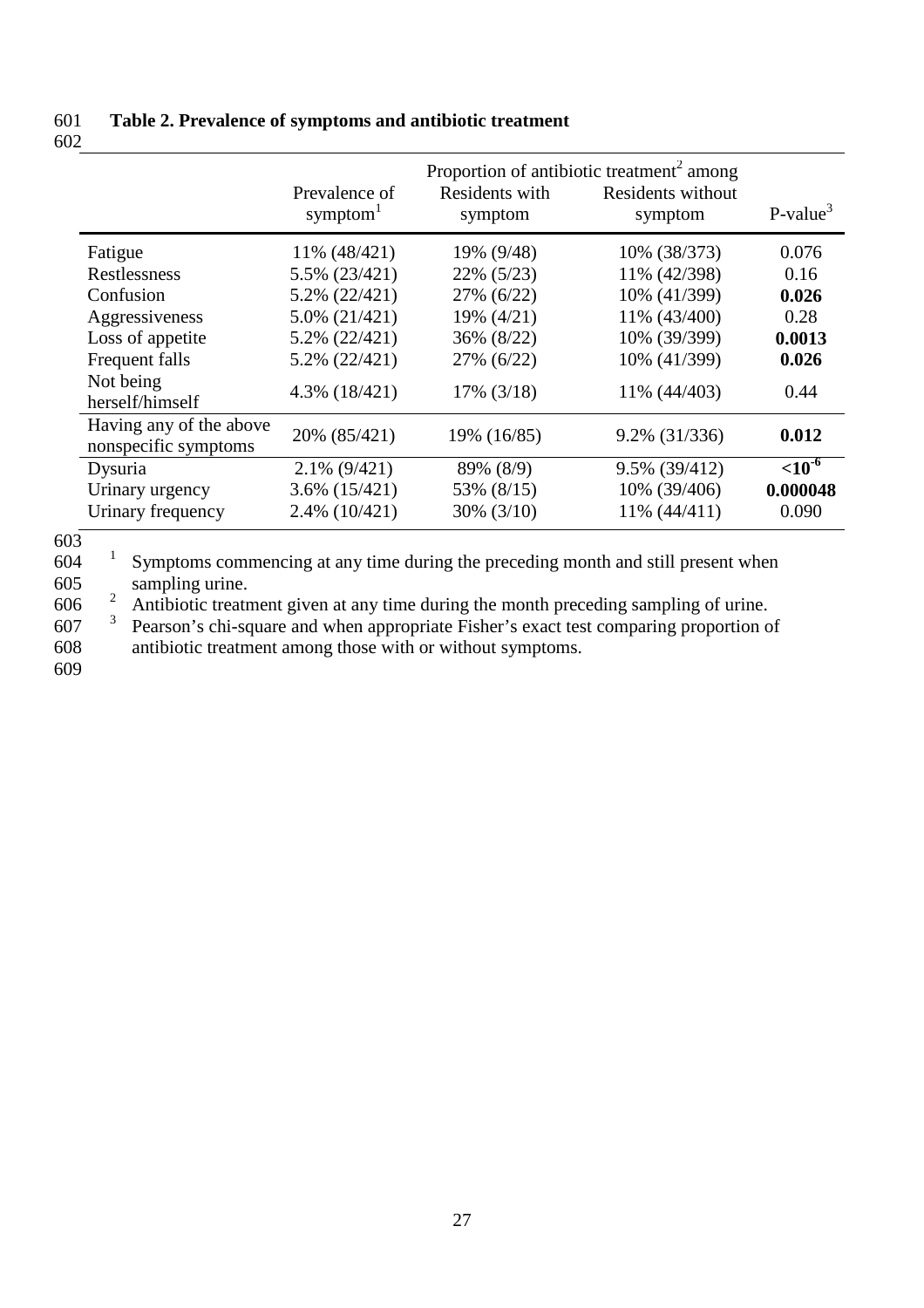**Table 2. Prevalence of symptoms and antibiotic treatment**

| | Prevalence of symptom[1] | Proportion of antibiotic treatment[2] among Residents with symptom | Residents without symptom | P-value[3] |
|---|---|---|---|---|
| Fatigue | 11% (48/421) | 19% (9/48) | 10% (38/373) | 0.076 |
| Restlessness | 5.5% (23/421) | 22% (5/23) | 11% (42/398) | 0.16 |
| Confusion | 5.2% (22/421) | 27% (6/22) | 10% (41/399) | **0.026** |
| Aggressiveness | 5.0% (21/421) | 19% (4/21) | 11% (43/400) | 0.28 |
| Loss of appetite | 5.2% (22/421) | 36% (8/22) | 10% (39/399) | **0.0013** |
| Frequent falls | 5.2% (22/421) | 27% (6/22) | 10% (41/399) | **0.026** |
| Not being herself/himself | 4.3% (18/421) | 17% (3/18) | 11% (44/403) | 0.44 |
| Having any of the above nonspecific symptoms | 20% (85/421) | 19% (16/85) | 9.2% (31/336) | **0.012** |
| Dysuria | 2.1% (9/421) | 89% (8/9) | 9.5% (39/412) | **$<10^{-6}$** |
| Urinary urgency | 3.6% (15/421) | 53% (8/15) | 10% (39/406) | **0.000048** |
| Urinary frequency | 2.4% (10/421) | 30% (3/10) | 11% (44/411) | 0.090 |

[1] Symptoms commencing at any time during the preceding month and still present when sampling urine.
[2] Antibiotic treatment given at any time during the month preceding sampling of urine.
[3] Pearson's chi-square and when appropriate Fisher's exact test comparing proportion of antibiotic treatment among those with or without symptoms.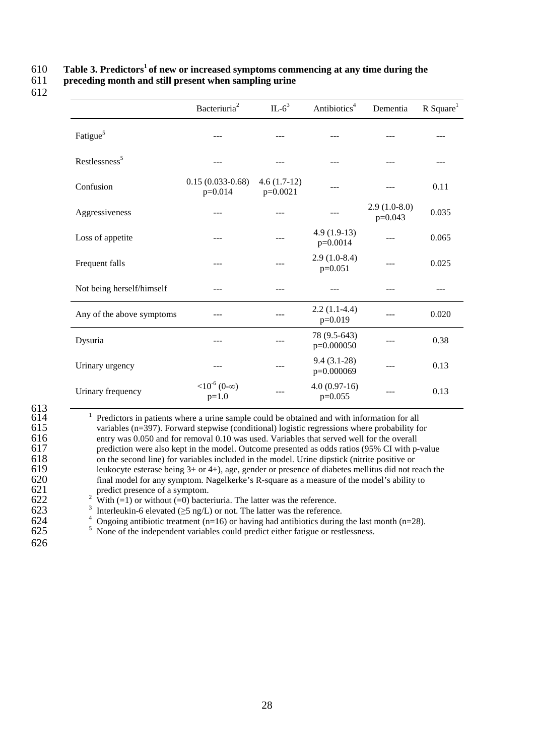**Table 3. Predictors[1] of new or increased symptoms commencing at any time during the preceding month and still present when sampling urine**

| | Bacteriuria[2] | IL-6[3] | Antibiotics[4] | Dementia | R Square[1] |
|---|---|---|---|---|---|
| Fatigue[5] | --- | --- | --- | --- | --- |
| Restlessness[5] | --- | --- | --- | --- | --- |
| Confusion | 0.15 (0.033-0.68) p=0.014 | 4.6 (1.7-12) p=0.0021 | --- | --- | 0.11 |
| Aggressiveness | --- | --- | --- | 2.9 (1.0-8.0) p=0.043 | 0.035 |
| Loss of appetite | --- | --- | 4.9 (1.9-13) p=0.0014 | --- | 0.065 |
| Frequent falls | --- | --- | 2.9 (1.0-8.4) p=0.051 | --- | 0.025 |
| Not being herself/himself | --- | --- | --- | --- | --- |
| Any of the above symptoms | --- | --- | 2.2 (1.1-4.4) p=0.019 | --- | 0.020 |
| Dysuria | --- | --- | 78 (9.5-643) p=0.000050 | --- | 0.38 |
| Urinary urgency | --- | --- | 9.4 (3.1-28) p=0.000069 | --- | 0.13 |
| Urinary frequency | $<10^{-6}$ (0-∞) p=1.0 | --- | 4.0 (0.97-16) p=0.055 | --- | 0.13 |

[1] Predictors in patients where a urine sample could be obtained and with information for all variables (n=397). Forward stepwise (conditional) logistic regressions where probability for entry was 0.050 and for removal 0.10 was used. Variables that served well for the overall prediction were also kept in the model. Outcome presented as odds ratios (95% CI with p-value on the second line) for variables included in the model. Urine dipstick (nitrite positive or leukocyte esterase being 3+ or 4+), age, gender or presence of diabetes mellitus did not reach the final model for any symptom. Nagelkerke's R-square as a measure of the model's ability to predict presence of a symptom.

[2] With (=1) or without (=0) bacteriuria. The latter was the reference.

[3] Interleukin-6 elevated (≥5 ng/L) or not. The latter was the reference.

[4] Ongoing antibiotic treatment (n=16) or having had antibiotics during the last month (n=28).

[5] None of the independent variables could predict either fatigue or restlessness.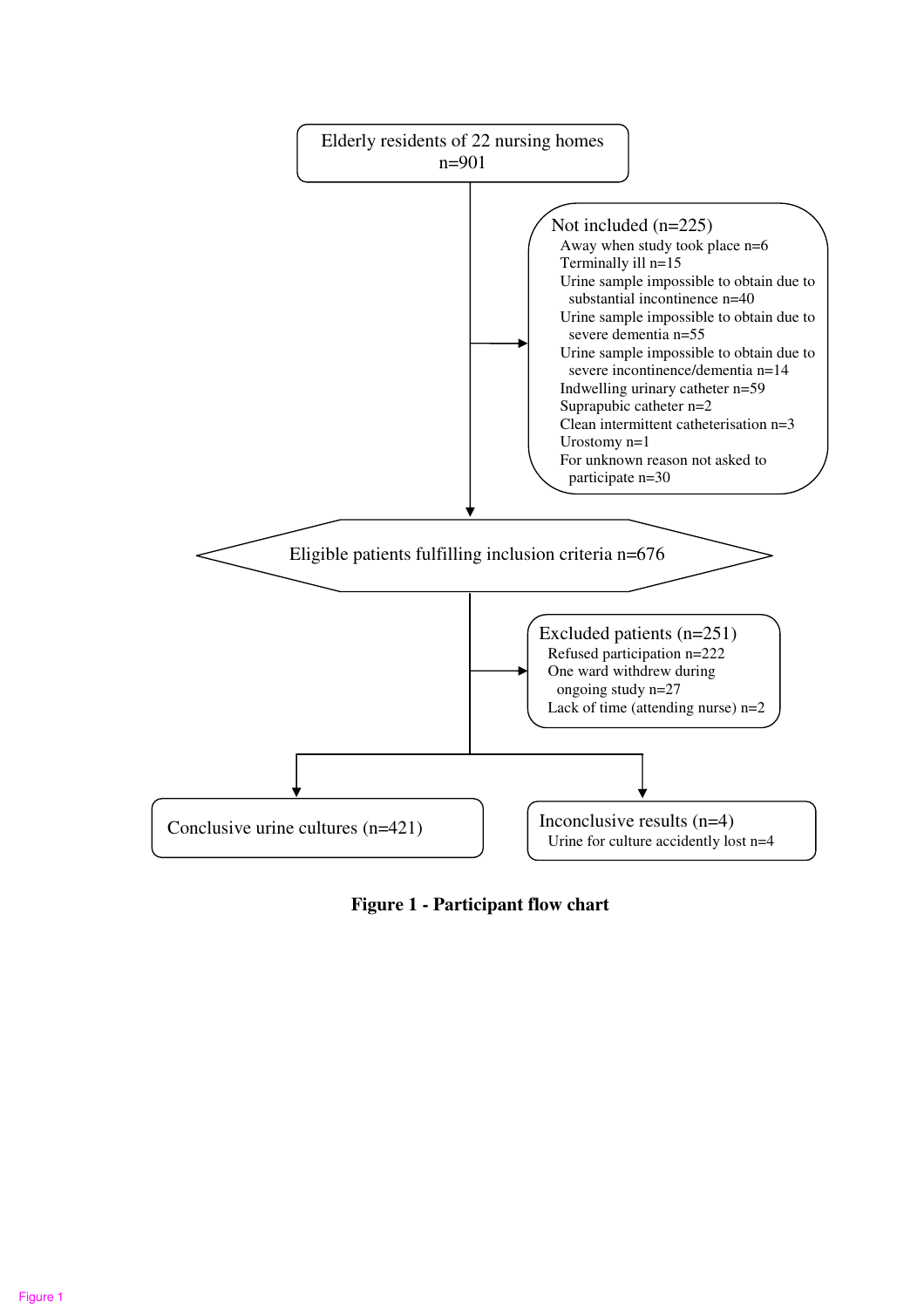Elderly residents of 22 nursing homes
n=901

Not included (n=225)
Away when study took place n=6
Terminally ill n=15
Urine sample impossible to obtain due to substantial incontinence n=40
Urine sample impossible to obtain due to severe dementia n=55
Urine sample impossible to obtain due to severe incontinence/dementia n=14
Indwelling urinary catheter n=59
Suprapubic catheter n=2
Clean intermittent catheterisation n=3
Urostomy n=1
For unknown reason not asked to participate n=30

Eligible patients fulfilling inclusion criteria n=676

Excluded patients (n=251)
Refused participation n=222
One ward withdrew during ongoing study n=27
Lack of time (attending nurse) n=2

Conclusive urine cultures (n=421)

Inconclusive results (n=4)
Urine for culture accidently lost n=4

**Figure 1 - Participant flow chart**